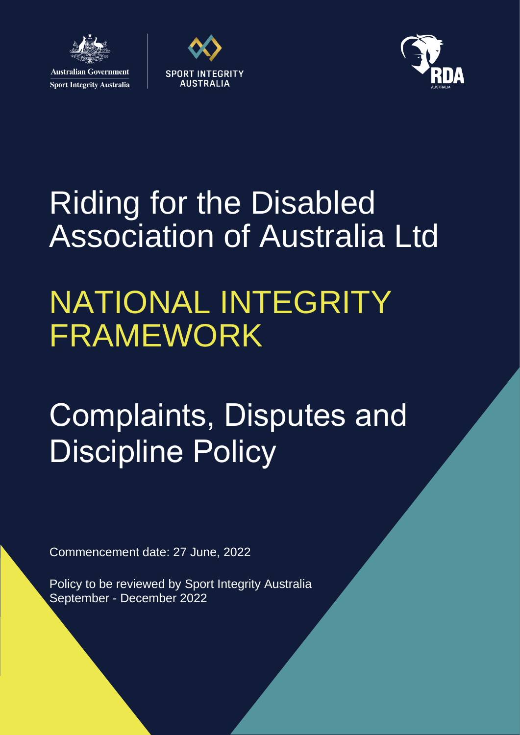Australian Government
Sport Integrity Australia

SPORT INTEGRITY AUSTRALIA

RDA AUSTRALIA

# Riding for the Disabled Association of Australia Ltd

# NATIONAL INTEGRITY FRAMEWORK

# Complaints, Disputes and Discipline Policy

Commencement date: 27 June, 2022

Policy to be reviewed by Sport Integrity Australia September - December 2022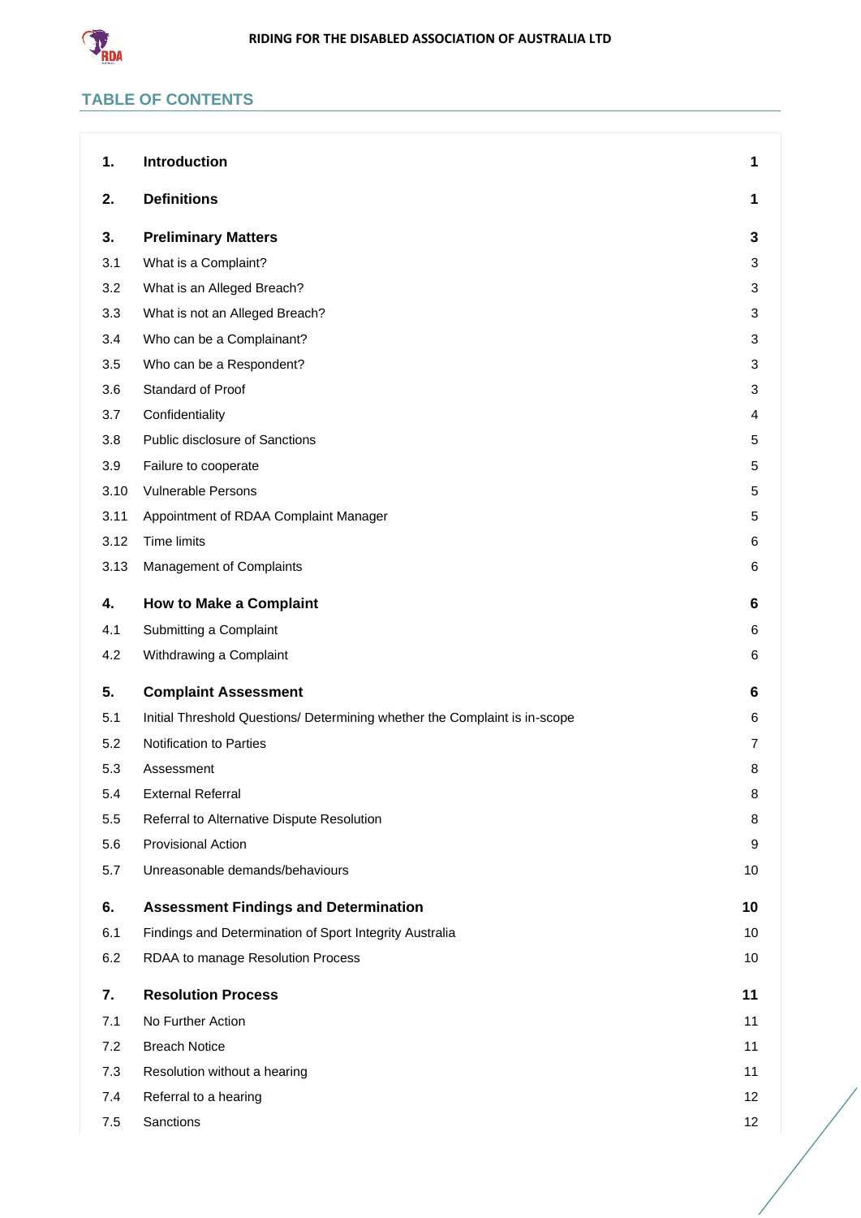## TABLE OF CONTENTS

| | | |
|---|---|---|
| **1.** | **Introduction** | **1** |
| **2.** | **Definitions** | **1** |
| **3.** | **Preliminary Matters** | **3** |
| 3.1 | What is a Complaint? | 3 |
| 3.2 | What is an Alleged Breach? | 3 |
| 3.3 | What is not an Alleged Breach? | 3 |
| 3.4 | Who can be a Complainant? | 3 |
| 3.5 | Who can be a Respondent? | 3 |
| 3.6 | Standard of Proof | 3 |
| 3.7 | Confidentiality | 4 |
| 3.8 | Public disclosure of Sanctions | 5 |
| 3.9 | Failure to cooperate | 5 |
| 3.10 | Vulnerable Persons | 5 |
| 3.11 | Appointment of RDAA Complaint Manager | 5 |
| 3.12 | Time limits | 6 |
| 3.13 | Management of Complaints | 6 |
| **4.** | **How to Make a Complaint** | **6** |
| 4.1 | Submitting a Complaint | 6 |
| 4.2 | Withdrawing a Complaint | 6 |
| **5.** | **Complaint Assessment** | **6** |
| 5.1 | Initial Threshold Questions/ Determining whether the Complaint is in-scope | 6 |
| 5.2 | Notification to Parties | 7 |
| 5.3 | Assessment | 8 |
| 5.4 | External Referral | 8 |
| 5.5 | Referral to Alternative Dispute Resolution | 8 |
| 5.6 | Provisional Action | 9 |
| 5.7 | Unreasonable demands/behaviours | 10 |
| **6.** | **Assessment Findings and Determination** | **10** |
| 6.1 | Findings and Determination of Sport Integrity Australia | 10 |
| 6.2 | RDAA to manage Resolution Process | 10 |
| **7.** | **Resolution Process** | **11** |
| 7.1 | No Further Action | 11 |
| 7.2 | Breach Notice | 11 |
| 7.3 | Resolution without a hearing | 11 |
| 7.4 | Referral to a hearing | 12 |
| 7.5 | Sanctions | 12 |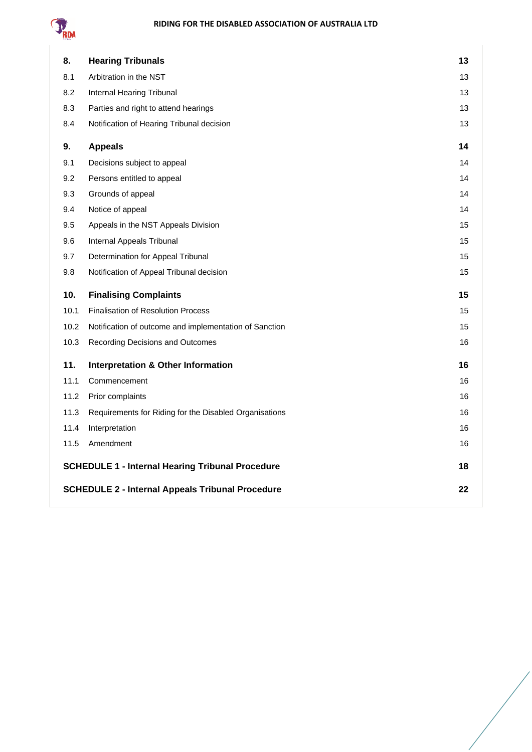| | | |
|---|---|---|
| **8.** | **Hearing Tribunals** | **13** |
| 8.1 | Arbitration in the NST | 13 |
| 8.2 | Internal Hearing Tribunal | 13 |
| 8.3 | Parties and right to attend hearings | 13 |
| 8.4 | Notification of Hearing Tribunal decision | 13 |
| **9.** | **Appeals** | **14** |
| 9.1 | Decisions subject to appeal | 14 |
| 9.2 | Persons entitled to appeal | 14 |
| 9.3 | Grounds of appeal | 14 |
| 9.4 | Notice of appeal | 14 |
| 9.5 | Appeals in the NST Appeals Division | 15 |
| 9.6 | Internal Appeals Tribunal | 15 |
| 9.7 | Determination for Appeal Tribunal | 15 |
| 9.8 | Notification of Appeal Tribunal decision | 15 |
| **10.** | **Finalising Complaints** | **15** |
| 10.1 | Finalisation of Resolution Process | 15 |
| 10.2 | Notification of outcome and implementation of Sanction | 15 |
| 10.3 | Recording Decisions and Outcomes | 16 |
| **11.** | **Interpretation & Other Information** | **16** |
| 11.1 | Commencement | 16 |
| 11.2 | Prior complaints | 16 |
| 11.3 | Requirements for Riding for the Disabled Organisations | 16 |
| 11.4 | Interpretation | 16 |
| 11.5 | Amendment | 16 |
| **SCHEDULE 1 - Internal Hearing Tribunal Procedure** | | **18** |
| **SCHEDULE 2 - Internal Appeals Tribunal Procedure** | | **22** |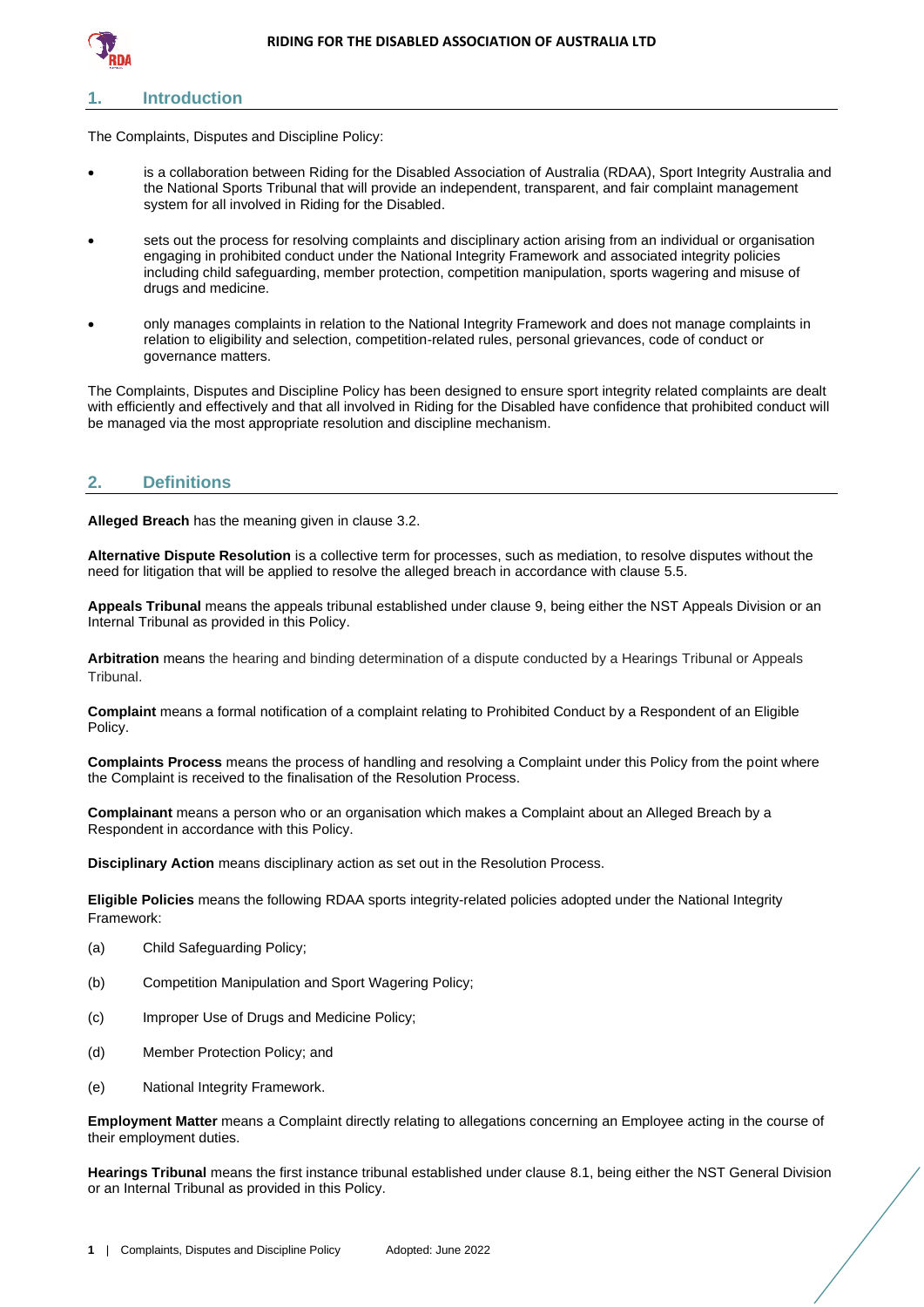## 1. Introduction

The Complaints, Disputes and Discipline Policy:

- is a collaboration between Riding for the Disabled Association of Australia (RDAA), Sport Integrity Australia and the National Sports Tribunal that will provide an independent, transparent, and fair complaint management system for all involved in Riding for the Disabled.
- sets out the process for resolving complaints and disciplinary action arising from an individual or organisation engaging in prohibited conduct under the National Integrity Framework and associated integrity policies including child safeguarding, member protection, competition manipulation, sports wagering and misuse of drugs and medicine.
- only manages complaints in relation to the National Integrity Framework and does not manage complaints in relation to eligibility and selection, competition-related rules, personal grievances, code of conduct or governance matters.

The Complaints, Disputes and Discipline Policy has been designed to ensure sport integrity related complaints are dealt with efficiently and effectively and that all involved in Riding for the Disabled have confidence that prohibited conduct will be managed via the most appropriate resolution and discipline mechanism.

## 2. Definitions

**Alleged Breach** has the meaning given in clause 3.2.

**Alternative Dispute Resolution** is a collective term for processes, such as mediation, to resolve disputes without the need for litigation that will be applied to resolve the alleged breach in accordance with clause 5.5.

**Appeals Tribunal** means the appeals tribunal established under clause 9, being either the NST Appeals Division or an Internal Tribunal as provided in this Policy.

**Arbitration** means the hearing and binding determination of a dispute conducted by a Hearings Tribunal or Appeals Tribunal.

**Complaint** means a formal notification of a complaint relating to Prohibited Conduct by a Respondent of an Eligible Policy.

**Complaints Process** means the process of handling and resolving a Complaint under this Policy from the point where the Complaint is received to the finalisation of the Resolution Process.

**Complainant** means a person who or an organisation which makes a Complaint about an Alleged Breach by a Respondent in accordance with this Policy.

**Disciplinary Action** means disciplinary action as set out in the Resolution Process.

**Eligible Policies** means the following RDAA sports integrity-related policies adopted under the National Integrity Framework:

(a) Child Safeguarding Policy;

(b) Competition Manipulation and Sport Wagering Policy;

(c) Improper Use of Drugs and Medicine Policy;

(d) Member Protection Policy; and

(e) National Integrity Framework.

**Employment Matter** means a Complaint directly relating to allegations concerning an Employee acting in the course of their employment duties.

**Hearings Tribunal** means the first instance tribunal established under clause 8.1, being either the NST General Division or an Internal Tribunal as provided in this Policy.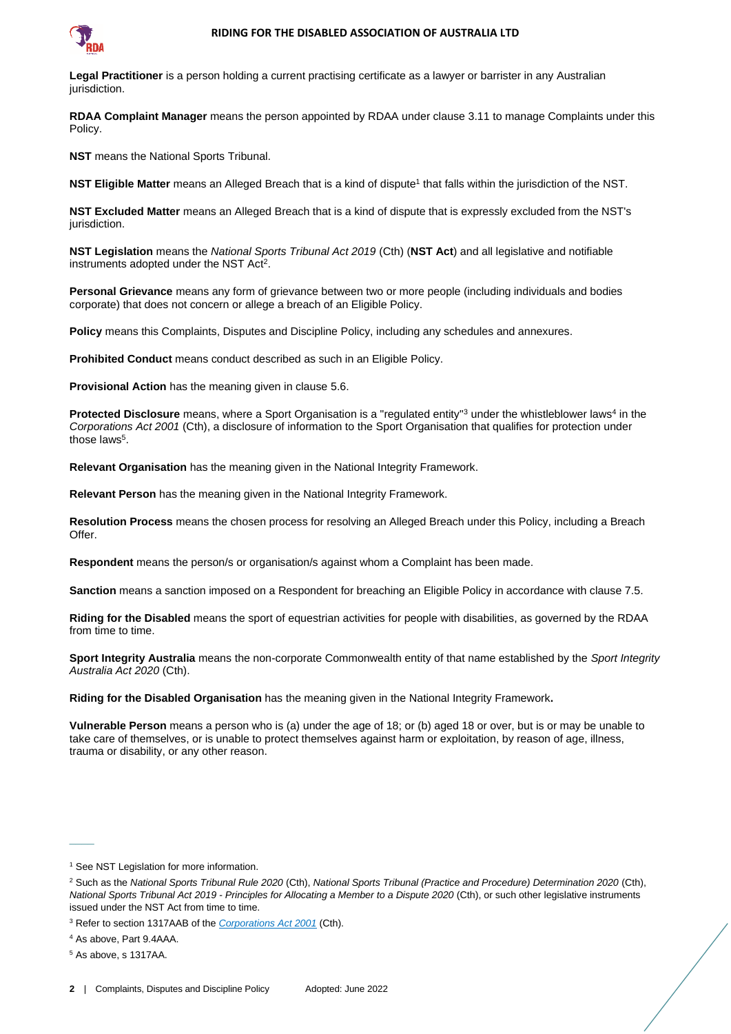**Legal Practitioner** is a person holding a current practising certificate as a lawyer or barrister in any Australian jurisdiction.

**RDAA Complaint Manager** means the person appointed by RDAA under clause 3.11 to manage Complaints under this Policy.

**NST** means the National Sports Tribunal.

**NST Eligible Matter** means an Alleged Breach that is a kind of dispute[1] that falls within the jurisdiction of the NST.

**NST Excluded Matter** means an Alleged Breach that is a kind of dispute that is expressly excluded from the NST's jurisdiction.

**NST Legislation** means the *National Sports Tribunal Act 2019* (Cth) (**NST Act**) and all legislative and notifiable instruments adopted under the NST Act[2].

**Personal Grievance** means any form of grievance between two or more people (including individuals and bodies corporate) that does not concern or allege a breach of an Eligible Policy.

**Policy** means this Complaints, Disputes and Discipline Policy, including any schedules and annexures.

**Prohibited Conduct** means conduct described as such in an Eligible Policy.

**Provisional Action** has the meaning given in clause 5.6.

**Protected Disclosure** means, where a Sport Organisation is a "regulated entity"[3] under the whistleblower laws[4] in the *Corporations Act 2001* (Cth), a disclosure of information to the Sport Organisation that qualifies for protection under those laws[5].

**Relevant Organisation** has the meaning given in the National Integrity Framework.

**Relevant Person** has the meaning given in the National Integrity Framework.

**Resolution Process** means the chosen process for resolving an Alleged Breach under this Policy, including a Breach Offer.

**Respondent** means the person/s or organisation/s against whom a Complaint has been made.

**Sanction** means a sanction imposed on a Respondent for breaching an Eligible Policy in accordance with clause 7.5.

**Riding for the Disabled** means the sport of equestrian activities for people with disabilities, as governed by the RDAA from time to time.

**Sport Integrity Australia** means the non-corporate Commonwealth entity of that name established by the *Sport Integrity Australia Act 2020* (Cth).

**Riding for the Disabled Organisation** has the meaning given in the National Integrity Framework**.**

**Vulnerable Person** means a person who is (a) under the age of 18; or (b) aged 18 or over, but is or may be unable to take care of themselves, or is unable to protect themselves against harm or exploitation, by reason of age, illness, trauma or disability, or any other reason.

---

[1] See NST Legislation for more information.

[2] Such as the *National Sports Tribunal Rule 2020* (Cth), *National Sports Tribunal (Practice and Procedure) Determination 2020* (Cth), *National Sports Tribunal Act 2019 - Principles for Allocating a Member to a Dispute 2020* (Cth), or such other legislative instruments issued under the NST Act from time to time.

[3] Refer to section 1317AAB of the *Corporations Act 2001* (Cth).

[4] As above, Part 9.4AAA.

[5] As above, s 1317AA.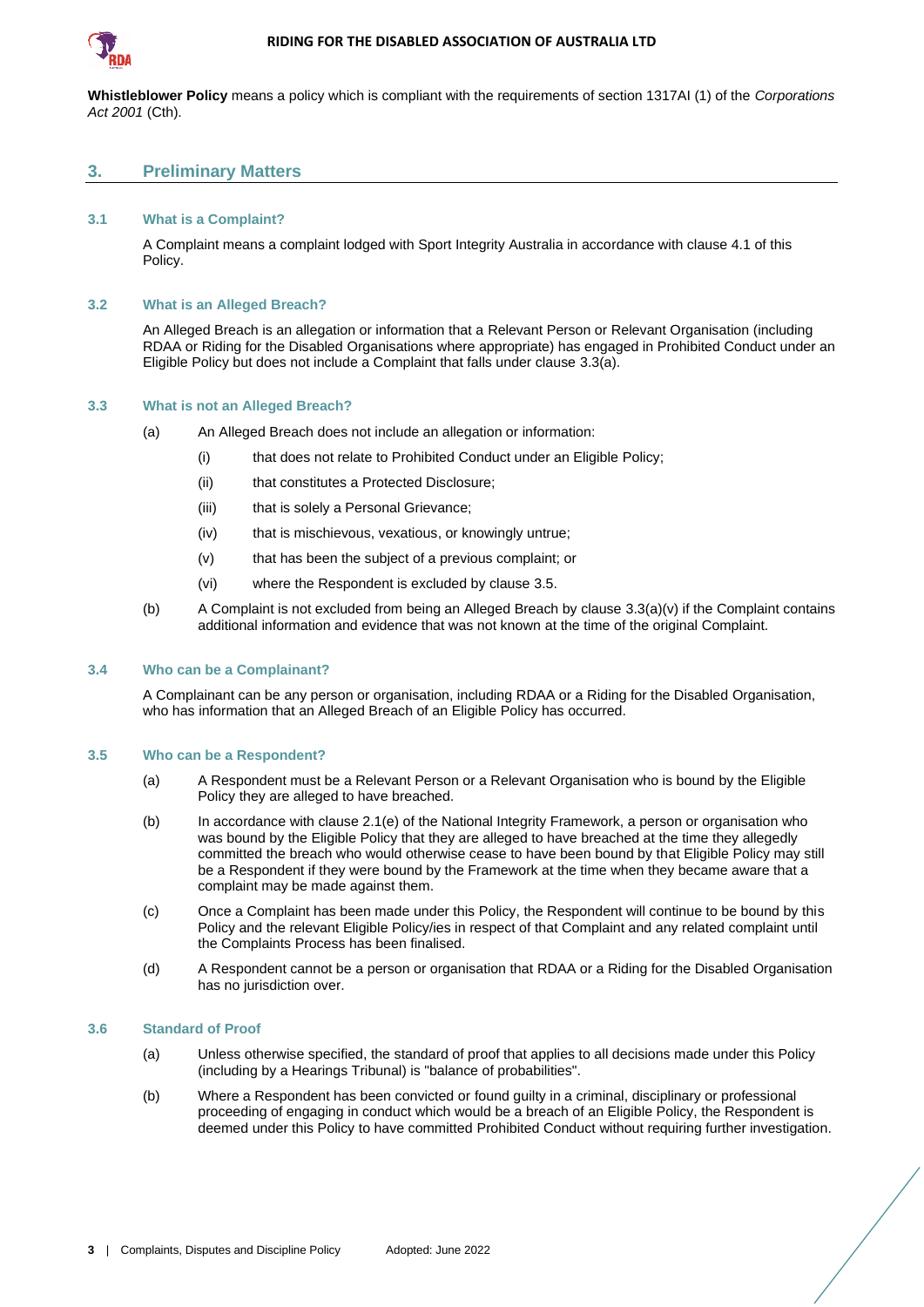**Whistleblower Policy** means a policy which is compliant with the requirements of section 1317AI (1) of the *Corporations Act 2001* (Cth).

## 3. Preliminary Matters

### 3.1 What is a Complaint?

A Complaint means a complaint lodged with Sport Integrity Australia in accordance with clause 4.1 of this Policy.

### 3.2 What is an Alleged Breach?

An Alleged Breach is an allegation or information that a Relevant Person or Relevant Organisation (including RDAA or Riding for the Disabled Organisations where appropriate) has engaged in Prohibited Conduct under an Eligible Policy but does not include a Complaint that falls under clause 3.3(a).

### 3.3 What is not an Alleged Breach?

(a) An Alleged Breach does not include an allegation or information:

(i) that does not relate to Prohibited Conduct under an Eligible Policy;

(ii) that constitutes a Protected Disclosure;

(iii) that is solely a Personal Grievance;

(iv) that is mischievous, vexatious, or knowingly untrue;

(v) that has been the subject of a previous complaint; or

(vi) where the Respondent is excluded by clause 3.5.

(b) A Complaint is not excluded from being an Alleged Breach by clause 3.3(a)(v) if the Complaint contains additional information and evidence that was not known at the time of the original Complaint.

### 3.4 Who can be a Complainant?

A Complainant can be any person or organisation, including RDAA or a Riding for the Disabled Organisation, who has information that an Alleged Breach of an Eligible Policy has occurred.

### 3.5 Who can be a Respondent?

(a) A Respondent must be a Relevant Person or a Relevant Organisation who is bound by the Eligible Policy they are alleged to have breached.

(b) In accordance with clause 2.1(e) of the National Integrity Framework, a person or organisation who was bound by the Eligible Policy that they are alleged to have breached at the time they allegedly committed the breach who would otherwise cease to have been bound by that Eligible Policy may still be a Respondent if they were bound by the Framework at the time when they became aware that a complaint may be made against them.

(c) Once a Complaint has been made under this Policy, the Respondent will continue to be bound by this Policy and the relevant Eligible Policy/ies in respect of that Complaint and any related complaint until the Complaints Process has been finalised.

(d) A Respondent cannot be a person or organisation that RDAA or a Riding for the Disabled Organisation has no jurisdiction over.

### 3.6 Standard of Proof

(a) Unless otherwise specified, the standard of proof that applies to all decisions made under this Policy (including by a Hearings Tribunal) is "balance of probabilities".

(b) Where a Respondent has been convicted or found guilty in a criminal, disciplinary or professional proceeding of engaging in conduct which would be a breach of an Eligible Policy, the Respondent is deemed under this Policy to have committed Prohibited Conduct without requiring further investigation.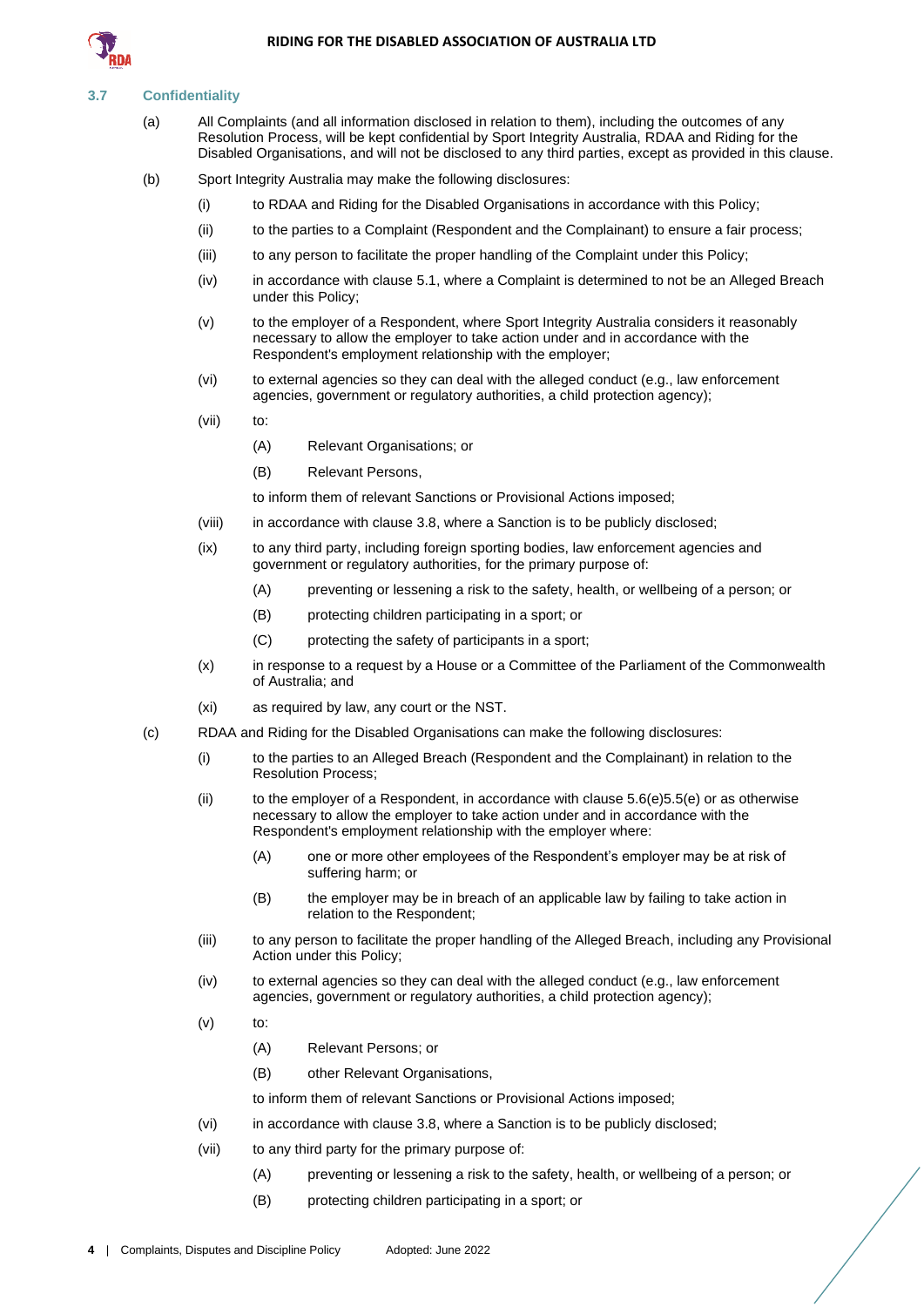### 3.7 Confidentiality

(a) All Complaints (and all information disclosed in relation to them), including the outcomes of any Resolution Process, will be kept confidential by Sport Integrity Australia, RDAA and Riding for the Disabled Organisations, and will not be disclosed to any third parties, except as provided in this clause.

(b) Sport Integrity Australia may make the following disclosures:

- (i) to RDAA and Riding for the Disabled Organisations in accordance with this Policy;
- (ii) to the parties to a Complaint (Respondent and the Complainant) to ensure a fair process;
- (iii) to any person to facilitate the proper handling of the Complaint under this Policy;
- (iv) in accordance with clause 5.1, where a Complaint is determined to not be an Alleged Breach under this Policy;
- (v) to the employer of a Respondent, where Sport Integrity Australia considers it reasonably necessary to allow the employer to take action under and in accordance with the Respondent's employment relationship with the employer;
- (vi) to external agencies so they can deal with the alleged conduct (e.g., law enforcement agencies, government or regulatory authorities, a child protection agency);
- (vii) to:
  - (A) Relevant Organisations; or
  - (B) Relevant Persons,

  to inform them of relevant Sanctions or Provisional Actions imposed;
- (viii) in accordance with clause 3.8, where a Sanction is to be publicly disclosed;
- (ix) to any third party, including foreign sporting bodies, law enforcement agencies and government or regulatory authorities, for the primary purpose of:
  - (A) preventing or lessening a risk to the safety, health, or wellbeing of a person; or
  - (B) protecting children participating in a sport; or
  - (C) protecting the safety of participants in a sport;
- (x) in response to a request by a House or a Committee of the Parliament of the Commonwealth of Australia; and
- (xi) as required by law, any court or the NST.

(c) RDAA and Riding for the Disabled Organisations can make the following disclosures:

- (i) to the parties to an Alleged Breach (Respondent and the Complainant) in relation to the Resolution Process;
- (ii) to the employer of a Respondent, in accordance with clause 5.6(e)5.5(e) or as otherwise necessary to allow the employer to take action under and in accordance with the Respondent's employment relationship with the employer where:
  - (A) one or more other employees of the Respondent's employer may be at risk of suffering harm; or
  - (B) the employer may be in breach of an applicable law by failing to take action in relation to the Respondent;
- (iii) to any person to facilitate the proper handling of the Alleged Breach, including any Provisional Action under this Policy;
- (iv) to external agencies so they can deal with the alleged conduct (e.g., law enforcement agencies, government or regulatory authorities, a child protection agency);
- (v) to:
  - (A) Relevant Persons; or
  - (B) other Relevant Organisations,

  to inform them of relevant Sanctions or Provisional Actions imposed;
- (vi) in accordance with clause 3.8, where a Sanction is to be publicly disclosed;
- (vii) to any third party for the primary purpose of:
  - (A) preventing or lessening a risk to the safety, health, or wellbeing of a person; or
  - (B) protecting children participating in a sport; or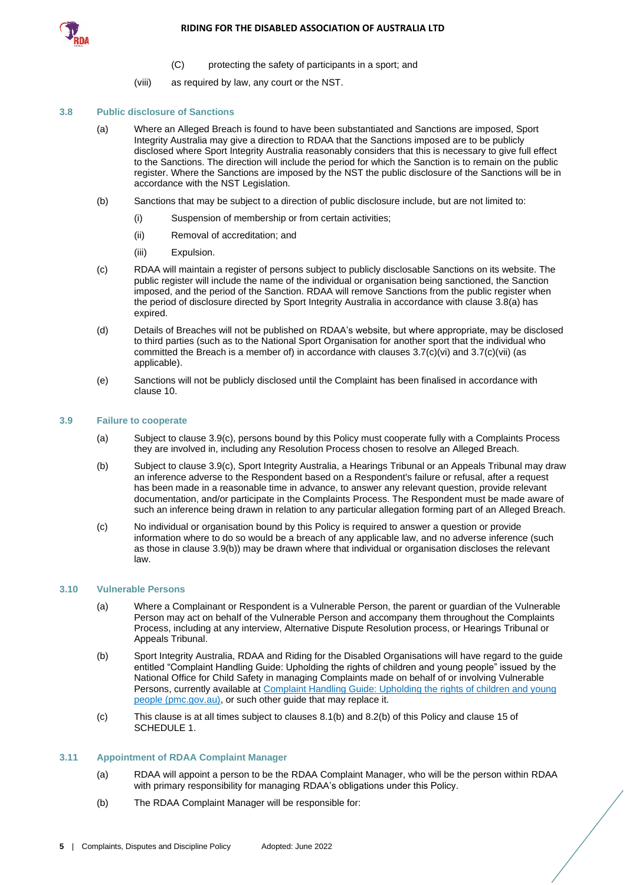(C) protecting the safety of participants in a sport; and

(viii) as required by law, any court or the NST.

### 3.8 Public disclosure of Sanctions

(a) Where an Alleged Breach is found to have been substantiated and Sanctions are imposed, Sport Integrity Australia may give a direction to RDAA that the Sanctions imposed are to be publicly disclosed where Sport Integrity Australia reasonably considers that this is necessary to give full effect to the Sanctions. The direction will include the period for which the Sanction is to remain on the public register. Where the Sanctions are imposed by the NST the public disclosure of the Sanctions will be in accordance with the NST Legislation.

(b) Sanctions that may be subject to a direction of public disclosure include, but are not limited to:

(i) Suspension of membership or from certain activities;

(ii) Removal of accreditation; and

(iii) Expulsion.

(c) RDAA will maintain a register of persons subject to publicly disclosable Sanctions on its website. The public register will include the name of the individual or organisation being sanctioned, the Sanction imposed, and the period of the Sanction. RDAA will remove Sanctions from the public register when the period of disclosure directed by Sport Integrity Australia in accordance with clause 3.8(a) has expired.

(d) Details of Breaches will not be published on RDAA's website, but where appropriate, may be disclosed to third parties (such as to the National Sport Organisation for another sport that the individual who committed the Breach is a member of) in accordance with clauses 3.7(c)(vi) and 3.7(c)(vii) (as applicable).

(e) Sanctions will not be publicly disclosed until the Complaint has been finalised in accordance with clause 10.

### 3.9 Failure to cooperate

(a) Subject to clause 3.9(c), persons bound by this Policy must cooperate fully with a Complaints Process they are involved in, including any Resolution Process chosen to resolve an Alleged Breach.

(b) Subject to clause 3.9(c), Sport Integrity Australia, a Hearings Tribunal or an Appeals Tribunal may draw an inference adverse to the Respondent based on a Respondent's failure or refusal, after a request has been made in a reasonable time in advance, to answer any relevant question, provide relevant documentation, and/or participate in the Complaints Process. The Respondent must be made aware of such an inference being drawn in relation to any particular allegation forming part of an Alleged Breach.

(c) No individual or organisation bound by this Policy is required to answer a question or provide information where to do so would be a breach of any applicable law, and no adverse inference (such as those in clause 3.9(b)) may be drawn where that individual or organisation discloses the relevant law.

### 3.10 Vulnerable Persons

(a) Where a Complainant or Respondent is a Vulnerable Person, the parent or guardian of the Vulnerable Person may act on behalf of the Vulnerable Person and accompany them throughout the Complaints Process, including at any interview, Alternative Dispute Resolution process, or Hearings Tribunal or Appeals Tribunal.

(b) Sport Integrity Australia, RDAA and Riding for the Disabled Organisations will have regard to the guide entitled "Complaint Handling Guide: Upholding the rights of children and young people" issued by the National Office for Child Safety in managing Complaints made on behalf of or involving Vulnerable Persons, currently available at [Complaint Handling Guide: Upholding the rights of children and young people (pmc.gov.au)](pmc.gov.au), or such other guide that may replace it.

(c) This clause is at all times subject to clauses 8.1(b) and 8.2(b) of this Policy and clause 15 of SCHEDULE 1.

### 3.11 Appointment of RDAA Complaint Manager

(a) RDAA will appoint a person to be the RDAA Complaint Manager, who will be the person within RDAA with primary responsibility for managing RDAA's obligations under this Policy.

(b) The RDAA Complaint Manager will be responsible for: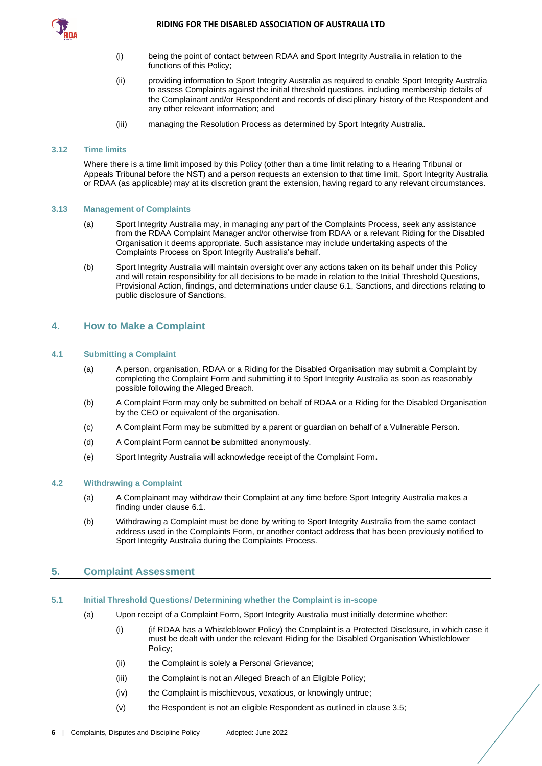(i) being the point of contact between RDAA and Sport Integrity Australia in relation to the functions of this Policy;

(ii) providing information to Sport Integrity Australia as required to enable Sport Integrity Australia to assess Complaints against the initial threshold questions, including membership details of the Complainant and/or Respondent and records of disciplinary history of the Respondent and any other relevant information; and

(iii) managing the Resolution Process as determined by Sport Integrity Australia.

### 3.12 Time limits

Where there is a time limit imposed by this Policy (other than a time limit relating to a Hearing Tribunal or Appeals Tribunal before the NST) and a person requests an extension to that time limit, Sport Integrity Australia or RDAA (as applicable) may at its discretion grant the extension, having regard to any relevant circumstances.

### 3.13 Management of Complaints

(a) Sport Integrity Australia may, in managing any part of the Complaints Process, seek any assistance from the RDAA Complaint Manager and/or otherwise from RDAA or a relevant Riding for the Disabled Organisation it deems appropriate. Such assistance may include undertaking aspects of the Complaints Process on Sport Integrity Australia's behalf.

(b) Sport Integrity Australia will maintain oversight over any actions taken on its behalf under this Policy and will retain responsibility for all decisions to be made in relation to the Initial Threshold Questions, Provisional Action, findings, and determinations under clause 6.1, Sanctions, and directions relating to public disclosure of Sanctions.

## 4. How to Make a Complaint

### 4.1 Submitting a Complaint

(a) A person, organisation, RDAA or a Riding for the Disabled Organisation may submit a Complaint by completing the Complaint Form and submitting it to Sport Integrity Australia as soon as reasonably possible following the Alleged Breach.

(b) A Complaint Form may only be submitted on behalf of RDAA or a Riding for the Disabled Organisation by the CEO or equivalent of the organisation.

(c) A Complaint Form may be submitted by a parent or guardian on behalf of a Vulnerable Person.

(d) A Complaint Form cannot be submitted anonymously.

(e) Sport Integrity Australia will acknowledge receipt of the Complaint Form.

### 4.2 Withdrawing a Complaint

(a) A Complainant may withdraw their Complaint at any time before Sport Integrity Australia makes a finding under clause 6.1.

(b) Withdrawing a Complaint must be done by writing to Sport Integrity Australia from the same contact address used in the Complaints Form, or another contact address that has been previously notified to Sport Integrity Australia during the Complaints Process.

## 5. Complaint Assessment

### 5.1 Initial Threshold Questions/ Determining whether the Complaint is in-scope

(a) Upon receipt of a Complaint Form, Sport Integrity Australia must initially determine whether:

(i) (if RDAA has a Whistleblower Policy) the Complaint is a Protected Disclosure, in which case it must be dealt with under the relevant Riding for the Disabled Organisation Whistleblower Policy;

(ii) the Complaint is solely a Personal Grievance;

(iii) the Complaint is not an Alleged Breach of an Eligible Policy;

(iv) the Complaint is mischievous, vexatious, or knowingly untrue;

(v) the Respondent is not an eligible Respondent as outlined in clause 3.5;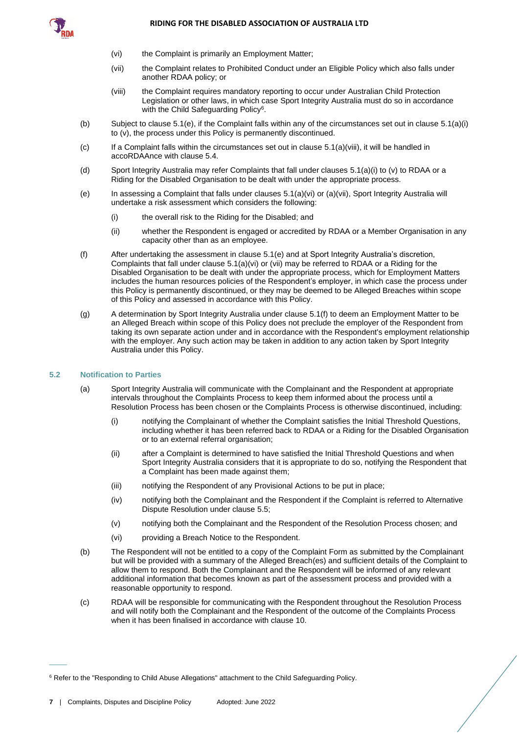(vi) the Complaint is primarily an Employment Matter;

(vii) the Complaint relates to Prohibited Conduct under an Eligible Policy which also falls under another RDAA policy; or

(viii) the Complaint requires mandatory reporting to occur under Australian Child Protection Legislation or other laws, in which case Sport Integrity Australia must do so in accordance with the Child Safeguarding Policy[6].

(b) Subject to clause 5.1(e), if the Complaint falls within any of the circumstances set out in clause 5.1(a)(i) to (v), the process under this Policy is permanently discontinued.

(c) If a Complaint falls within the circumstances set out in clause 5.1(a)(viii), it will be handled in accoRDAAnce with clause 5.4.

(d) Sport Integrity Australia may refer Complaints that fall under clauses 5.1(a)(i) to (v) to RDAA or a Riding for the Disabled Organisation to be dealt with under the appropriate process.

(e) In assessing a Complaint that falls under clauses 5.1(a)(vi) or (a)(vii), Sport Integrity Australia will undertake a risk assessment which considers the following:

(i) the overall risk to the Riding for the Disabled; and

(ii) whether the Respondent is engaged or accredited by RDAA or a Member Organisation in any capacity other than as an employee.

(f) After undertaking the assessment in clause 5.1(e) and at Sport Integrity Australia's discretion, Complaints that fall under clause 5.1(a)(vi) or (vii) may be referred to RDAA or a Riding for the Disabled Organisation to be dealt with under the appropriate process, which for Employment Matters includes the human resources policies of the Respondent's employer, in which case the process under this Policy is permanently discontinued, or they may be deemed to be Alleged Breaches within scope of this Policy and assessed in accordance with this Policy.

(g) A determination by Sport Integrity Australia under clause 5.1(f) to deem an Employment Matter to be an Alleged Breach within scope of this Policy does not preclude the employer of the Respondent from taking its own separate action under and in accordance with the Respondent's employment relationship with the employer. Any such action may be taken in addition to any action taken by Sport Integrity Australia under this Policy.

### 5.2 Notification to Parties

(a) Sport Integrity Australia will communicate with the Complainant and the Respondent at appropriate intervals throughout the Complaints Process to keep them informed about the process until a Resolution Process has been chosen or the Complaints Process is otherwise discontinued, including:

(i) notifying the Complainant of whether the Complaint satisfies the Initial Threshold Questions, including whether it has been referred back to RDAA or a Riding for the Disabled Organisation or to an external referral organisation;

(ii) after a Complaint is determined to have satisfied the Initial Threshold Questions and when Sport Integrity Australia considers that it is appropriate to do so, notifying the Respondent that a Complaint has been made against them;

(iii) notifying the Respondent of any Provisional Actions to be put in place;

(iv) notifying both the Complainant and the Respondent if the Complaint is referred to Alternative Dispute Resolution under clause 5.5;

(v) notifying both the Complainant and the Respondent of the Resolution Process chosen; and

(vi) providing a Breach Notice to the Respondent.

(b) The Respondent will not be entitled to a copy of the Complaint Form as submitted by the Complainant but will be provided with a summary of the Alleged Breach(es) and sufficient details of the Complaint to allow them to respond. Both the Complainant and the Respondent will be informed of any relevant additional information that becomes known as part of the assessment process and provided with a reasonable opportunity to respond.

(c) RDAA will be responsible for communicating with the Respondent throughout the Resolution Process and will notify both the Complainant and the Respondent of the outcome of the Complaints Process when it has been finalised in accordance with clause 10.

---

[6] Refer to the "Responding to Child Abuse Allegations" attachment to the Child Safeguarding Policy.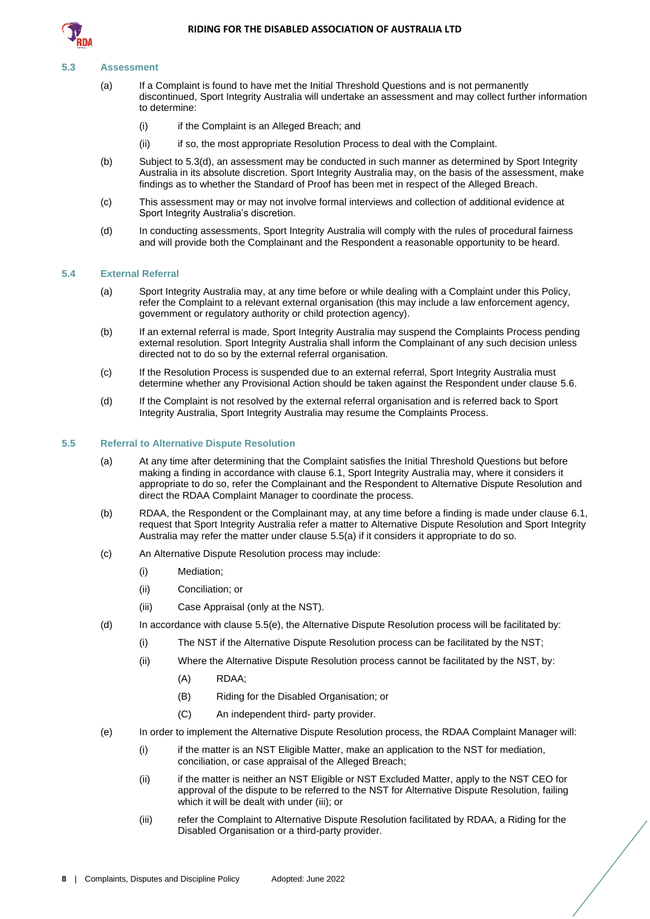### 5.3 Assessment

(a) If a Complaint is found to have met the Initial Threshold Questions and is not permanently discontinued, Sport Integrity Australia will undertake an assessment and may collect further information to determine:

(i) if the Complaint is an Alleged Breach; and

(ii) if so, the most appropriate Resolution Process to deal with the Complaint.

(b) Subject to 5.3(d), an assessment may be conducted in such manner as determined by Sport Integrity Australia in its absolute discretion. Sport Integrity Australia may, on the basis of the assessment, make findings as to whether the Standard of Proof has been met in respect of the Alleged Breach.

(c) This assessment may or may not involve formal interviews and collection of additional evidence at Sport Integrity Australia's discretion.

(d) In conducting assessments, Sport Integrity Australia will comply with the rules of procedural fairness and will provide both the Complainant and the Respondent a reasonable opportunity to be heard.

### 5.4 External Referral

(a) Sport Integrity Australia may, at any time before or while dealing with a Complaint under this Policy, refer the Complaint to a relevant external organisation (this may include a law enforcement agency, government or regulatory authority or child protection agency).

(b) If an external referral is made, Sport Integrity Australia may suspend the Complaints Process pending external resolution. Sport Integrity Australia shall inform the Complainant of any such decision unless directed not to do so by the external referral organisation.

(c) If the Resolution Process is suspended due to an external referral, Sport Integrity Australia must determine whether any Provisional Action should be taken against the Respondent under clause 5.6.

(d) If the Complaint is not resolved by the external referral organisation and is referred back to Sport Integrity Australia, Sport Integrity Australia may resume the Complaints Process.

### 5.5 Referral to Alternative Dispute Resolution

(a) At any time after determining that the Complaint satisfies the Initial Threshold Questions but before making a finding in accordance with clause 6.1, Sport Integrity Australia may, where it considers it appropriate to do so, refer the Complainant and the Respondent to Alternative Dispute Resolution and direct the RDAA Complaint Manager to coordinate the process.

(b) RDAA, the Respondent or the Complainant may, at any time before a finding is made under clause 6.1, request that Sport Integrity Australia refer a matter to Alternative Dispute Resolution and Sport Integrity Australia may refer the matter under clause 5.5(a) if it considers it appropriate to do so.

(c) An Alternative Dispute Resolution process may include:

(i) Mediation;

(ii) Conciliation; or

(iii) Case Appraisal (only at the NST).

(d) In accordance with clause 5.5(e), the Alternative Dispute Resolution process will be facilitated by:

(i) The NST if the Alternative Dispute Resolution process can be facilitated by the NST;

(ii) Where the Alternative Dispute Resolution process cannot be facilitated by the NST, by:

(A) RDAA;

(B) Riding for the Disabled Organisation; or

(C) An independent third- party provider.

(e) In order to implement the Alternative Dispute Resolution process, the RDAA Complaint Manager will:

(i) if the matter is an NST Eligible Matter, make an application to the NST for mediation, conciliation, or case appraisal of the Alleged Breach;

(ii) if the matter is neither an NST Eligible or NST Excluded Matter, apply to the NST CEO for approval of the dispute to be referred to the NST for Alternative Dispute Resolution, failing which it will be dealt with under (iii); or

(iii) refer the Complaint to Alternative Dispute Resolution facilitated by RDAA, a Riding for the Disabled Organisation or a third-party provider.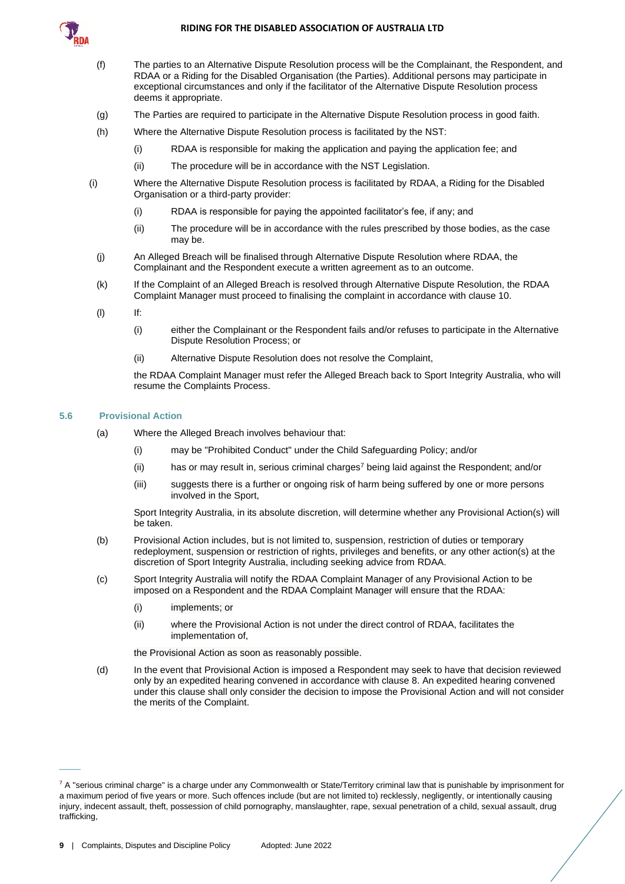(f) The parties to an Alternative Dispute Resolution process will be the Complainant, the Respondent, and RDAA or a Riding for the Disabled Organisation (the Parties). Additional persons may participate in exceptional circumstances and only if the facilitator of the Alternative Dispute Resolution process deems it appropriate.

(g) The Parties are required to participate in the Alternative Dispute Resolution process in good faith.

(h) Where the Alternative Dispute Resolution process is facilitated by the NST:

  (i) RDAA is responsible for making the application and paying the application fee; and

  (ii) The procedure will be in accordance with the NST Legislation.

(i) Where the Alternative Dispute Resolution process is facilitated by RDAA, a Riding for the Disabled Organisation or a third-party provider:

  (i) RDAA is responsible for paying the appointed facilitator's fee, if any; and

  (ii) The procedure will be in accordance with the rules prescribed by those bodies, as the case may be.

(j) An Alleged Breach will be finalised through Alternative Dispute Resolution where RDAA, the Complainant and the Respondent execute a written agreement as to an outcome.

(k) If the Complaint of an Alleged Breach is resolved through Alternative Dispute Resolution, the RDAA Complaint Manager must proceed to finalising the complaint in accordance with clause 10.

(l) If:

  (i) either the Complainant or the Respondent fails and/or refuses to participate in the Alternative Dispute Resolution Process; or

  (ii) Alternative Dispute Resolution does not resolve the Complaint,

the RDAA Complaint Manager must refer the Alleged Breach back to Sport Integrity Australia, who will resume the Complaints Process.

### 5.6 Provisional Action

(a) Where the Alleged Breach involves behaviour that:

  (i) may be "Prohibited Conduct" under the Child Safeguarding Policy; and/or

  (ii) has or may result in, serious criminal charges[7] being laid against the Respondent; and/or

  (iii) suggests there is a further or ongoing risk of harm being suffered by one or more persons involved in the Sport,

Sport Integrity Australia, in its absolute discretion, will determine whether any Provisional Action(s) will be taken.

(b) Provisional Action includes, but is not limited to, suspension, restriction of duties or temporary redeployment, suspension or restriction of rights, privileges and benefits, or any other action(s) at the discretion of Sport Integrity Australia, including seeking advice from RDAA.

(c) Sport Integrity Australia will notify the RDAA Complaint Manager of any Provisional Action to be imposed on a Respondent and the RDAA Complaint Manager will ensure that the RDAA:

  (i) implements; or

  (ii) where the Provisional Action is not under the direct control of RDAA, facilitates the implementation of,

the Provisional Action as soon as reasonably possible.

(d) In the event that Provisional Action is imposed a Respondent may seek to have that decision reviewed only by an expedited hearing convened in accordance with clause 8. An expedited hearing convened under this clause shall only consider the decision to impose the Provisional Action and will not consider the merits of the Complaint.

---

[7] A "serious criminal charge" is a charge under any Commonwealth or State/Territory criminal law that is punishable by imprisonment for a maximum period of five years or more. Such offences include (but are not limited to) recklessly, negligently, or intentionally causing injury, indecent assault, theft, possession of child pornography, manslaughter, rape, sexual penetration of a child, sexual assault, drug trafficking,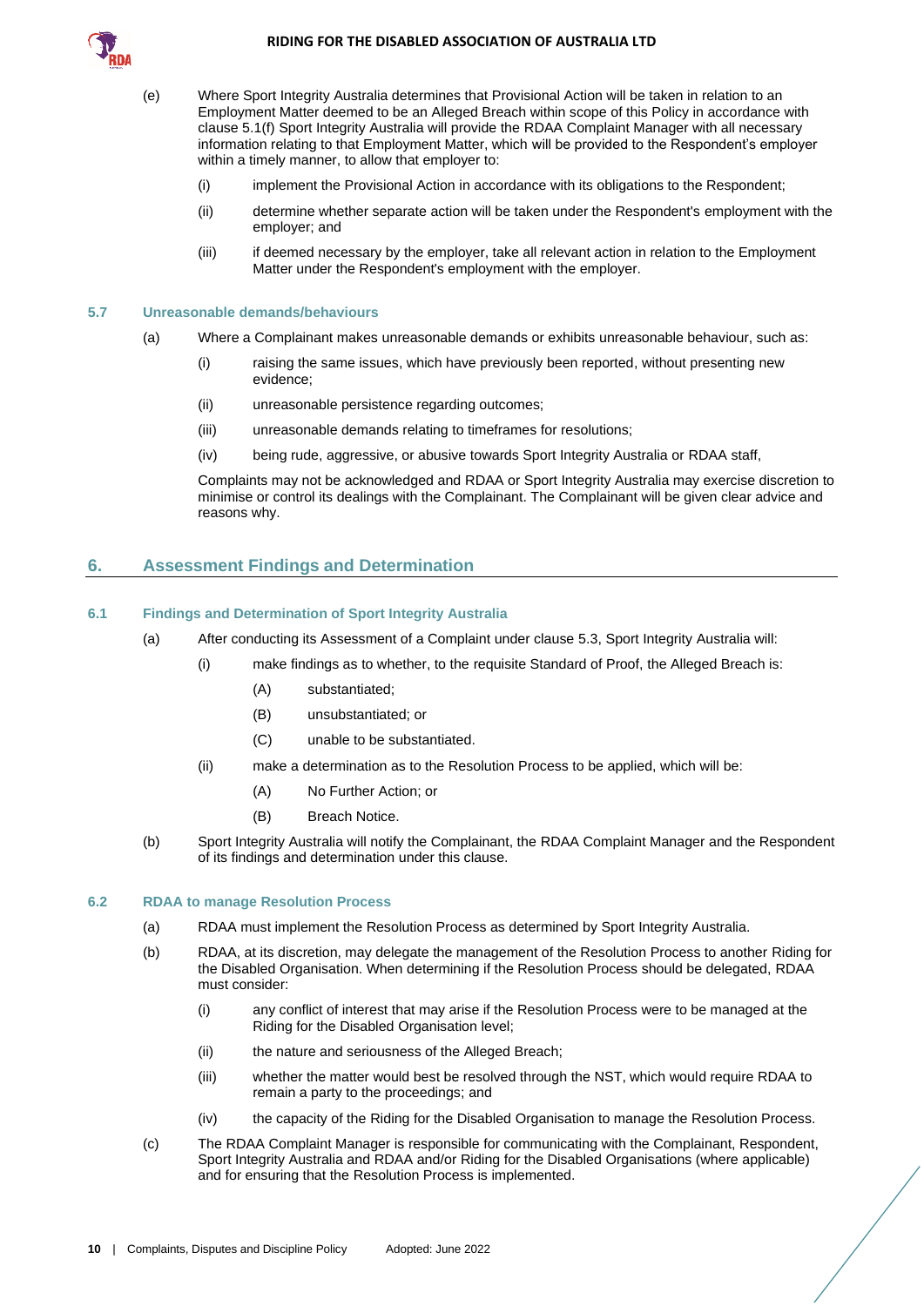(e) Where Sport Integrity Australia determines that Provisional Action will be taken in relation to an Employment Matter deemed to be an Alleged Breach within scope of this Policy in accordance with clause 5.1(f) Sport Integrity Australia will provide the RDAA Complaint Manager with all necessary information relating to that Employment Matter, which will be provided to the Respondent's employer within a timely manner, to allow that employer to:

   (i) implement the Provisional Action in accordance with its obligations to the Respondent;

   (ii) determine whether separate action will be taken under the Respondent's employment with the employer; and

   (iii) if deemed necessary by the employer, take all relevant action in relation to the Employment Matter under the Respondent's employment with the employer.

### 5.7 Unreasonable demands/behaviours

(a) Where a Complainant makes unreasonable demands or exhibits unreasonable behaviour, such as:

   (i) raising the same issues, which have previously been reported, without presenting new evidence;

   (ii) unreasonable persistence regarding outcomes;

   (iii) unreasonable demands relating to timeframes for resolutions;

   (iv) being rude, aggressive, or abusive towards Sport Integrity Australia or RDAA staff,

   Complaints may not be acknowledged and RDAA or Sport Integrity Australia may exercise discretion to minimise or control its dealings with the Complainant. The Complainant will be given clear advice and reasons why.

## 6. Assessment Findings and Determination

### 6.1 Findings and Determination of Sport Integrity Australia

(a) After conducting its Assessment of a Complaint under clause 5.3, Sport Integrity Australia will:

   (i) make findings as to whether, to the requisite Standard of Proof, the Alleged Breach is:

      (A) substantiated;

      (B) unsubstantiated; or

      (C) unable to be substantiated.

   (ii) make a determination as to the Resolution Process to be applied, which will be:

      (A) No Further Action; or

      (B) Breach Notice.

(b) Sport Integrity Australia will notify the Complainant, the RDAA Complaint Manager and the Respondent of its findings and determination under this clause.

### 6.2 RDAA to manage Resolution Process

(a) RDAA must implement the Resolution Process as determined by Sport Integrity Australia.

(b) RDAA, at its discretion, may delegate the management of the Resolution Process to another Riding for the Disabled Organisation. When determining if the Resolution Process should be delegated, RDAA must consider:

   (i) any conflict of interest that may arise if the Resolution Process were to be managed at the Riding for the Disabled Organisation level;

   (ii) the nature and seriousness of the Alleged Breach;

   (iii) whether the matter would best be resolved through the NST, which would require RDAA to remain a party to the proceedings; and

   (iv) the capacity of the Riding for the Disabled Organisation to manage the Resolution Process.

(c) The RDAA Complaint Manager is responsible for communicating with the Complainant, Respondent, Sport Integrity Australia and RDAA and/or Riding for the Disabled Organisations (where applicable) and for ensuring that the Resolution Process is implemented.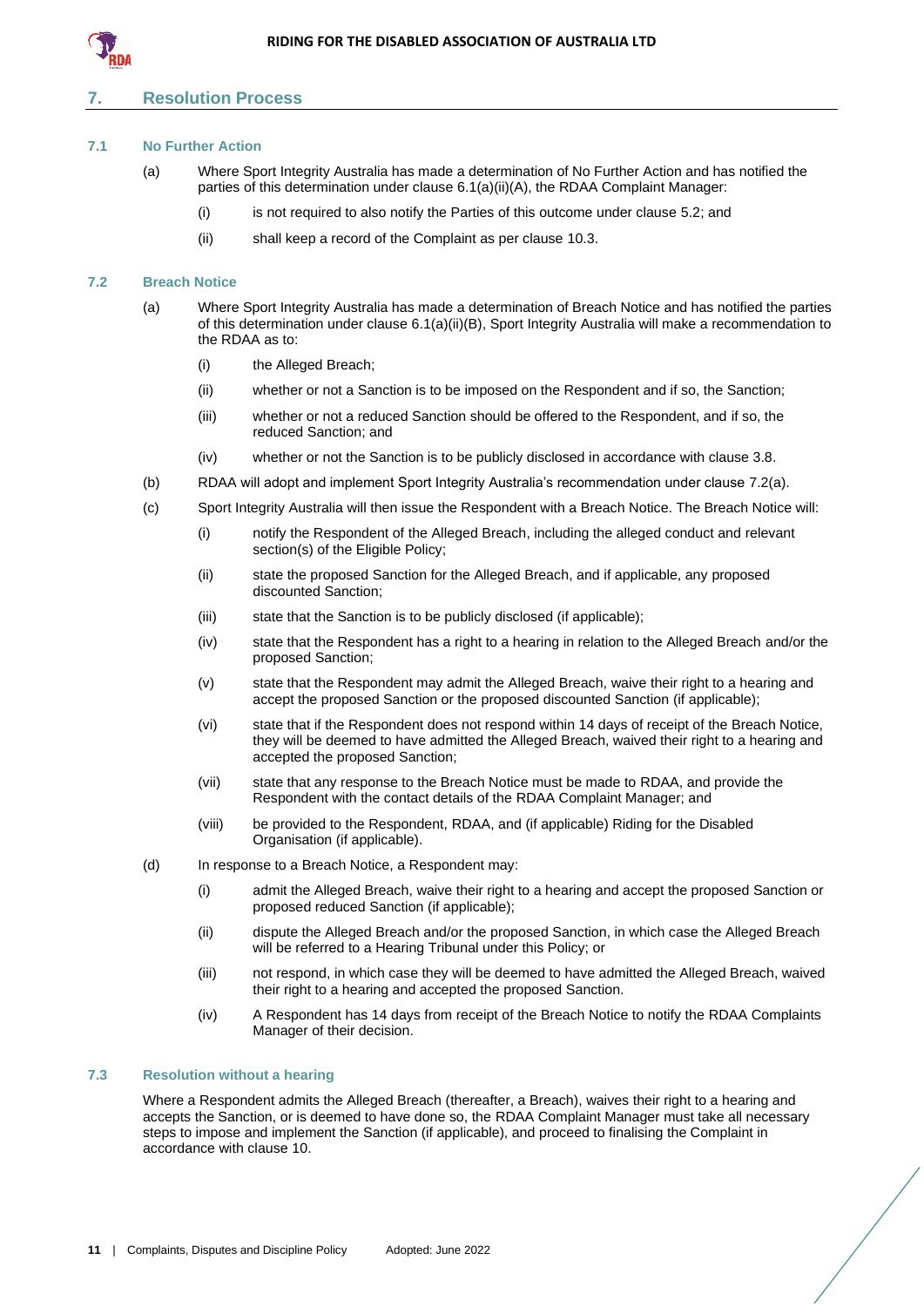## 7. Resolution Process

### 7.1 No Further Action

(a) Where Sport Integrity Australia has made a determination of No Further Action and has notified the parties of this determination under clause 6.1(a)(ii)(A), the RDAA Complaint Manager:

  (i) is not required to also notify the Parties of this outcome under clause 5.2; and

  (ii) shall keep a record of the Complaint as per clause 10.3.

### 7.2 Breach Notice

(a) Where Sport Integrity Australia has made a determination of Breach Notice and has notified the parties of this determination under clause 6.1(a)(ii)(B), Sport Integrity Australia will make a recommendation to the RDAA as to:

  (i) the Alleged Breach;

  (ii) whether or not a Sanction is to be imposed on the Respondent and if so, the Sanction;

  (iii) whether or not a reduced Sanction should be offered to the Respondent, and if so, the reduced Sanction; and

  (iv) whether or not the Sanction is to be publicly disclosed in accordance with clause 3.8.

(b) RDAA will adopt and implement Sport Integrity Australia's recommendation under clause 7.2(a).

(c) Sport Integrity Australia will then issue the Respondent with a Breach Notice. The Breach Notice will:

  (i) notify the Respondent of the Alleged Breach, including the alleged conduct and relevant section(s) of the Eligible Policy;

  (ii) state the proposed Sanction for the Alleged Breach, and if applicable, any proposed discounted Sanction;

  (iii) state that the Sanction is to be publicly disclosed (if applicable);

  (iv) state that the Respondent has a right to a hearing in relation to the Alleged Breach and/or the proposed Sanction;

  (v) state that the Respondent may admit the Alleged Breach, waive their right to a hearing and accept the proposed Sanction or the proposed discounted Sanction (if applicable);

  (vi) state that if the Respondent does not respond within 14 days of receipt of the Breach Notice, they will be deemed to have admitted the Alleged Breach, waived their right to a hearing and accepted the proposed Sanction;

  (vii) state that any response to the Breach Notice must be made to RDAA, and provide the Respondent with the contact details of the RDAA Complaint Manager; and

  (viii) be provided to the Respondent, RDAA, and (if applicable) Riding for the Disabled Organisation (if applicable).

(d) In response to a Breach Notice, a Respondent may:

  (i) admit the Alleged Breach, waive their right to a hearing and accept the proposed Sanction or proposed reduced Sanction (if applicable);

  (ii) dispute the Alleged Breach and/or the proposed Sanction, in which case the Alleged Breach will be referred to a Hearing Tribunal under this Policy; or

  (iii) not respond, in which case they will be deemed to have admitted the Alleged Breach, waived their right to a hearing and accepted the proposed Sanction.

  (iv) A Respondent has 14 days from receipt of the Breach Notice to notify the RDAA Complaints Manager of their decision.

### 7.3 Resolution without a hearing

Where a Respondent admits the Alleged Breach (thereafter, a Breach), waives their right to a hearing and accepts the Sanction, or is deemed to have done so, the RDAA Complaint Manager must take all necessary steps to impose and implement the Sanction (if applicable), and proceed to finalising the Complaint in accordance with clause 10.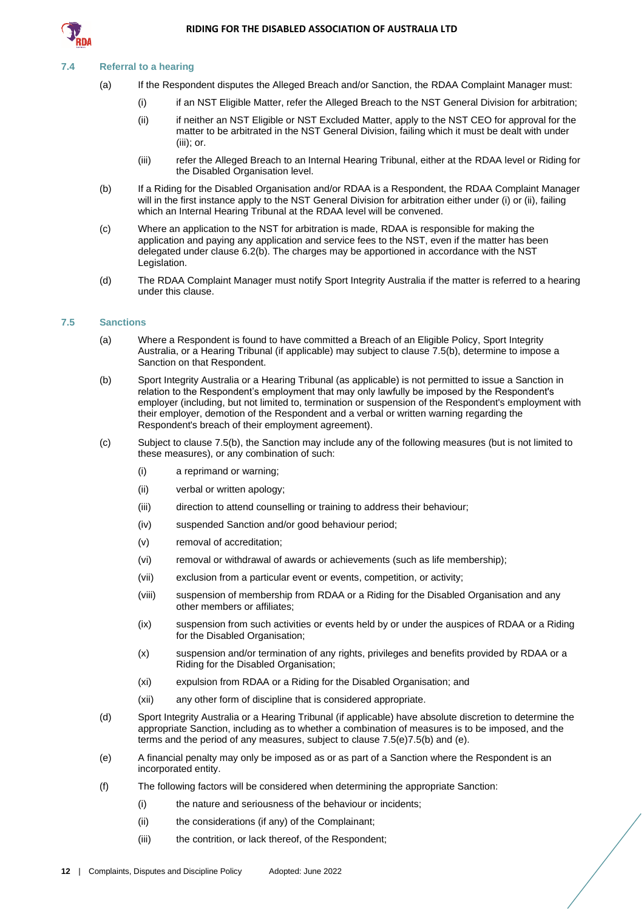### 7.4 Referral to a hearing

(a) If the Respondent disputes the Alleged Breach and/or Sanction, the RDAA Complaint Manager must:

   (i) if an NST Eligible Matter, refer the Alleged Breach to the NST General Division for arbitration;

   (ii) if neither an NST Eligible or NST Excluded Matter, apply to the NST CEO for approval for the matter to be arbitrated in the NST General Division, failing which it must be dealt with under (iii); or.

   (iii) refer the Alleged Breach to an Internal Hearing Tribunal, either at the RDAA level or Riding for the Disabled Organisation level.

(b) If a Riding for the Disabled Organisation and/or RDAA is a Respondent, the RDAA Complaint Manager will in the first instance apply to the NST General Division for arbitration either under (i) or (ii), failing which an Internal Hearing Tribunal at the RDAA level will be convened.

(c) Where an application to the NST for arbitration is made, RDAA is responsible for making the application and paying any application and service fees to the NST, even if the matter has been delegated under clause 6.2(b). The charges may be apportioned in accordance with the NST Legislation.

(d) The RDAA Complaint Manager must notify Sport Integrity Australia if the matter is referred to a hearing under this clause.

### 7.5 Sanctions

(a) Where a Respondent is found to have committed a Breach of an Eligible Policy, Sport Integrity Australia, or a Hearing Tribunal (if applicable) may subject to clause 7.5(b), determine to impose a Sanction on that Respondent.

(b) Sport Integrity Australia or a Hearing Tribunal (as applicable) is not permitted to issue a Sanction in relation to the Respondent's employment that may only lawfully be imposed by the Respondent's employer (including, but not limited to, termination or suspension of the Respondent's employment with their employer, demotion of the Respondent and a verbal or written warning regarding the Respondent's breach of their employment agreement).

(c) Subject to clause 7.5(b), the Sanction may include any of the following measures (but is not limited to these measures), or any combination of such:

   (i) a reprimand or warning;

   (ii) verbal or written apology;

   (iii) direction to attend counselling or training to address their behaviour;

   (iv) suspended Sanction and/or good behaviour period;

   (v) removal of accreditation;

   (vi) removal or withdrawal of awards or achievements (such as life membership);

   (vii) exclusion from a particular event or events, competition, or activity;

   (viii) suspension of membership from RDAA or a Riding for the Disabled Organisation and any other members or affiliates;

   (ix) suspension from such activities or events held by or under the auspices of RDAA or a Riding for the Disabled Organisation;

   (x) suspension and/or termination of any rights, privileges and benefits provided by RDAA or a Riding for the Disabled Organisation;

   (xi) expulsion from RDAA or a Riding for the Disabled Organisation; and

   (xii) any other form of discipline that is considered appropriate.

(d) Sport Integrity Australia or a Hearing Tribunal (if applicable) have absolute discretion to determine the appropriate Sanction, including as to whether a combination of measures is to be imposed, and the terms and the period of any measures, subject to clause 7.5(e)7.5(b) and (e).

(e) A financial penalty may only be imposed as or as part of a Sanction where the Respondent is an incorporated entity.

(f) The following factors will be considered when determining the appropriate Sanction:

   (i) the nature and seriousness of the behaviour or incidents;

   (ii) the considerations (if any) of the Complainant;

   (iii) the contrition, or lack thereof, of the Respondent;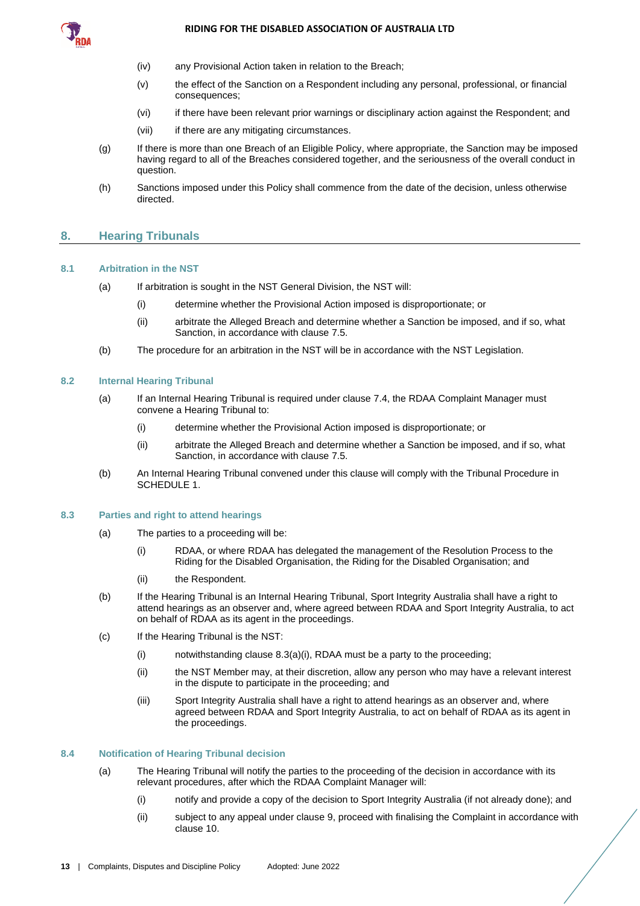(iv) any Provisional Action taken in relation to the Breach;

(v) the effect of the Sanction on a Respondent including any personal, professional, or financial consequences;

(vi) if there have been relevant prior warnings or disciplinary action against the Respondent; and

(vii) if there are any mitigating circumstances.

(g) If there is more than one Breach of an Eligible Policy, where appropriate, the Sanction may be imposed having regard to all of the Breaches considered together, and the seriousness of the overall conduct in question.

(h) Sanctions imposed under this Policy shall commence from the date of the decision, unless otherwise directed.

## 8. Hearing Tribunals

### 8.1 Arbitration in the NST

(a) If arbitration is sought in the NST General Division, the NST will:

(i) determine whether the Provisional Action imposed is disproportionate; or

(ii) arbitrate the Alleged Breach and determine whether a Sanction be imposed, and if so, what Sanction, in accordance with clause 7.5.

(b) The procedure for an arbitration in the NST will be in accordance with the NST Legislation.

### 8.2 Internal Hearing Tribunal

(a) If an Internal Hearing Tribunal is required under clause 7.4, the RDAA Complaint Manager must convene a Hearing Tribunal to:

(i) determine whether the Provisional Action imposed is disproportionate; or

(ii) arbitrate the Alleged Breach and determine whether a Sanction be imposed, and if so, what Sanction, in accordance with clause 7.5.

(b) An Internal Hearing Tribunal convened under this clause will comply with the Tribunal Procedure in SCHEDULE 1.

### 8.3 Parties and right to attend hearings

(a) The parties to a proceeding will be:

(i) RDAA, or where RDAA has delegated the management of the Resolution Process to the Riding for the Disabled Organisation, the Riding for the Disabled Organisation; and

(ii) the Respondent.

(b) If the Hearing Tribunal is an Internal Hearing Tribunal, Sport Integrity Australia shall have a right to attend hearings as an observer and, where agreed between RDAA and Sport Integrity Australia, to act on behalf of RDAA as its agent in the proceedings.

(c) If the Hearing Tribunal is the NST:

(i) notwithstanding clause 8.3(a)(i), RDAA must be a party to the proceeding;

(ii) the NST Member may, at their discretion, allow any person who may have a relevant interest in the dispute to participate in the proceeding; and

(iii) Sport Integrity Australia shall have a right to attend hearings as an observer and, where agreed between RDAA and Sport Integrity Australia, to act on behalf of RDAA as its agent in the proceedings.

### 8.4 Notification of Hearing Tribunal decision

(a) The Hearing Tribunal will notify the parties to the proceeding of the decision in accordance with its relevant procedures, after which the RDAA Complaint Manager will:

(i) notify and provide a copy of the decision to Sport Integrity Australia (if not already done); and

(ii) subject to any appeal under clause 9, proceed with finalising the Complaint in accordance with clause 10.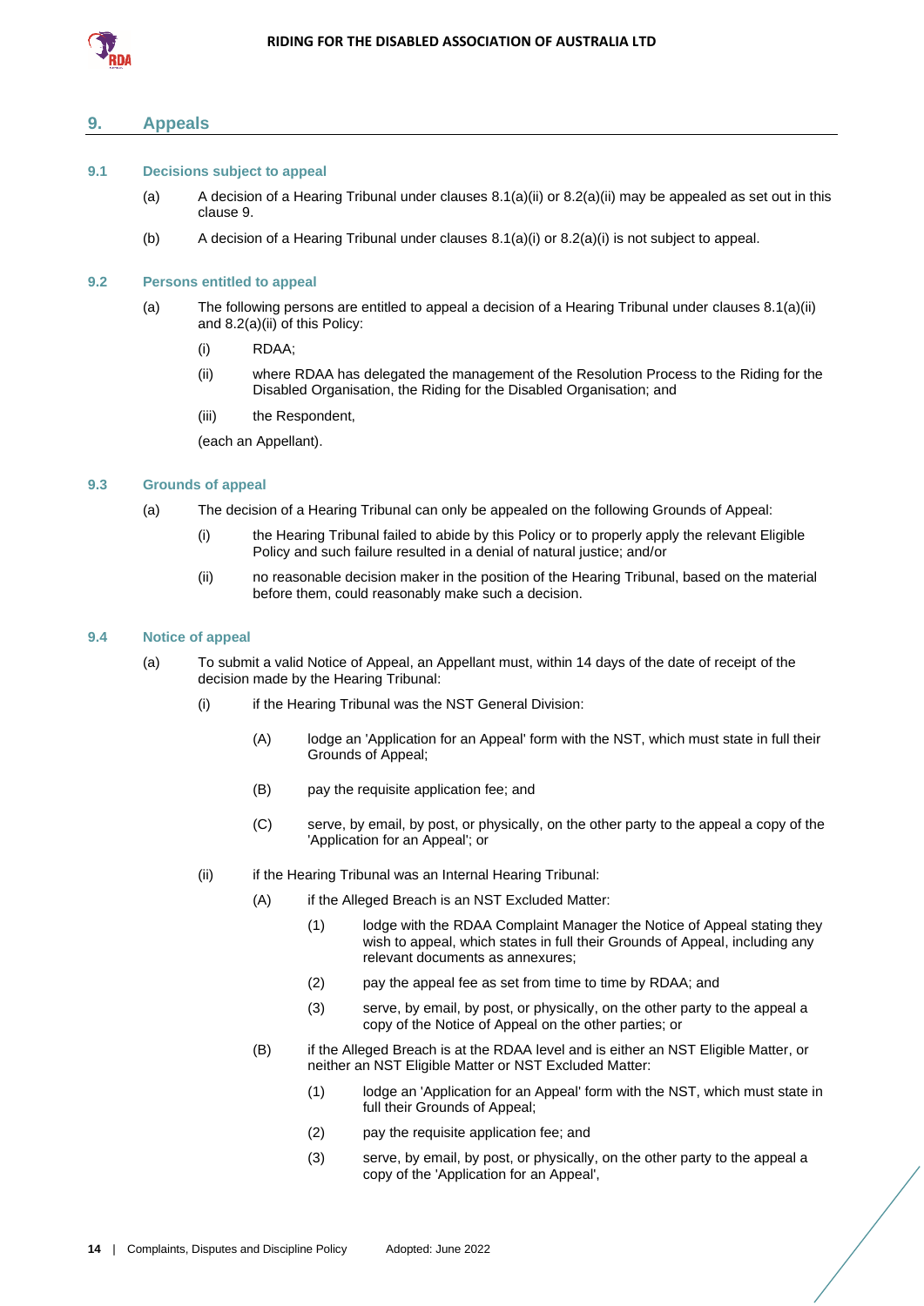## 9. Appeals

### 9.1 Decisions subject to appeal

(a) A decision of a Hearing Tribunal under clauses 8.1(a)(ii) or 8.2(a)(ii) may be appealed as set out in this clause 9.

(b) A decision of a Hearing Tribunal under clauses 8.1(a)(i) or 8.2(a)(i) is not subject to appeal.

### 9.2 Persons entitled to appeal

(a) The following persons are entitled to appeal a decision of a Hearing Tribunal under clauses 8.1(a)(ii) and 8.2(a)(ii) of this Policy:

   (i) RDAA;

   (ii) where RDAA has delegated the management of the Resolution Process to the Riding for the Disabled Organisation, the Riding for the Disabled Organisation; and

   (iii) the Respondent,

   (each an Appellant).

### 9.3 Grounds of appeal

(a) The decision of a Hearing Tribunal can only be appealed on the following Grounds of Appeal:

   (i) the Hearing Tribunal failed to abide by this Policy or to properly apply the relevant Eligible Policy and such failure resulted in a denial of natural justice; and/or

   (ii) no reasonable decision maker in the position of the Hearing Tribunal, based on the material before them, could reasonably make such a decision.

### 9.4 Notice of appeal

(a) To submit a valid Notice of Appeal, an Appellant must, within 14 days of the date of receipt of the decision made by the Hearing Tribunal:

   (i) if the Hearing Tribunal was the NST General Division:

      (A) lodge an 'Application for an Appeal' form with the NST, which must state in full their Grounds of Appeal;

      (B) pay the requisite application fee; and

      (C) serve, by email, by post, or physically, on the other party to the appeal a copy of the 'Application for an Appeal'; or

   (ii) if the Hearing Tribunal was an Internal Hearing Tribunal:

      (A) if the Alleged Breach is an NST Excluded Matter:

         (1) lodge with the RDAA Complaint Manager the Notice of Appeal stating they wish to appeal, which states in full their Grounds of Appeal, including any relevant documents as annexures;

         (2) pay the appeal fee as set from time to time by RDAA; and

         (3) serve, by email, by post, or physically, on the other party to the appeal a copy of the Notice of Appeal on the other parties; or

      (B) if the Alleged Breach is at the RDAA level and is either an NST Eligible Matter, or neither an NST Eligible Matter or NST Excluded Matter:

         (1) lodge an 'Application for an Appeal' form with the NST, which must state in full their Grounds of Appeal;

         (2) pay the requisite application fee; and

         (3) serve, by email, by post, or physically, on the other party to the appeal a copy of the 'Application for an Appeal',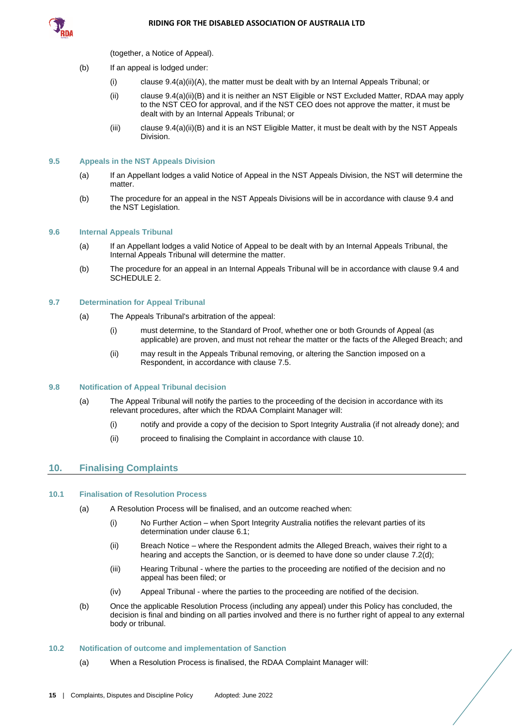(together, a Notice of Appeal).

(b) If an appeal is lodged under:

   (i) clause 9.4(a)(ii)(A), the matter must be dealt with by an Internal Appeals Tribunal; or

   (ii) clause 9.4(a)(ii)(B) and it is neither an NST Eligible or NST Excluded Matter, RDAA may apply to the NST CEO for approval, and if the NST CEO does not approve the matter, it must be dealt with by an Internal Appeals Tribunal; or

   (iii) clause 9.4(a)(ii)(B) and it is an NST Eligible Matter, it must be dealt with by the NST Appeals Division.

### 9.5 Appeals in the NST Appeals Division

(a) If an Appellant lodges a valid Notice of Appeal in the NST Appeals Division, the NST will determine the matter.

(b) The procedure for an appeal in the NST Appeals Divisions will be in accordance with clause 9.4 and the NST Legislation.

### 9.6 Internal Appeals Tribunal

(a) If an Appellant lodges a valid Notice of Appeal to be dealt with by an Internal Appeals Tribunal, the Internal Appeals Tribunal will determine the matter.

(b) The procedure for an appeal in an Internal Appeals Tribunal will be in accordance with clause 9.4 and SCHEDULE 2.

### 9.7 Determination for Appeal Tribunal

(a) The Appeals Tribunal's arbitration of the appeal:

   (i) must determine, to the Standard of Proof, whether one or both Grounds of Appeal (as applicable) are proven, and must not rehear the matter or the facts of the Alleged Breach; and

   (ii) may result in the Appeals Tribunal removing, or altering the Sanction imposed on a Respondent, in accordance with clause 7.5.

### 9.8 Notification of Appeal Tribunal decision

(a) The Appeal Tribunal will notify the parties to the proceeding of the decision in accordance with its relevant procedures, after which the RDAA Complaint Manager will:

   (i) notify and provide a copy of the decision to Sport Integrity Australia (if not already done); and

   (ii) proceed to finalising the Complaint in accordance with clause 10.

## 10. Finalising Complaints

### 10.1 Finalisation of Resolution Process

(a) A Resolution Process will be finalised, and an outcome reached when:

   (i) No Further Action – when Sport Integrity Australia notifies the relevant parties of its determination under clause 6.1;

   (ii) Breach Notice – where the Respondent admits the Alleged Breach, waives their right to a hearing and accepts the Sanction, or is deemed to have done so under clause 7.2(d);

   (iii) Hearing Tribunal - where the parties to the proceeding are notified of the decision and no appeal has been filed; or

   (iv) Appeal Tribunal - where the parties to the proceeding are notified of the decision.

(b) Once the applicable Resolution Process (including any appeal) under this Policy has concluded, the decision is final and binding on all parties involved and there is no further right of appeal to any external body or tribunal.

### 10.2 Notification of outcome and implementation of Sanction

(a) When a Resolution Process is finalised, the RDAA Complaint Manager will: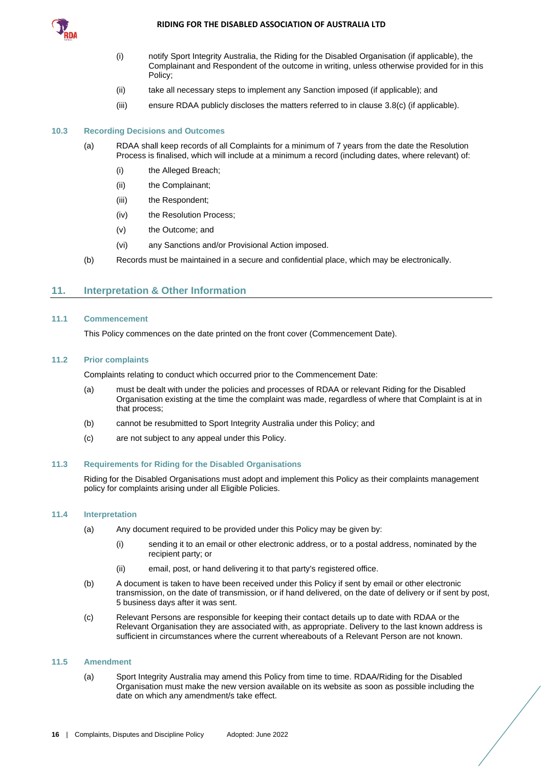(i) notify Sport Integrity Australia, the Riding for the Disabled Organisation (if applicable), the Complainant and Respondent of the outcome in writing, unless otherwise provided for in this Policy;

(ii) take all necessary steps to implement any Sanction imposed (if applicable); and

(iii) ensure RDAA publicly discloses the matters referred to in clause 3.8(c) (if applicable).

### 10.3 Recording Decisions and Outcomes

(a) RDAA shall keep records of all Complaints for a minimum of 7 years from the date the Resolution Process is finalised, which will include at a minimum a record (including dates, where relevant) of:

 (i) the Alleged Breach;

 (ii) the Complainant;

 (iii) the Respondent;

 (iv) the Resolution Process;

 (v) the Outcome; and

 (vi) any Sanctions and/or Provisional Action imposed.

(b) Records must be maintained in a secure and confidential place, which may be electronically.

## 11. Interpretation & Other Information

### 11.1 Commencement

This Policy commences on the date printed on the front cover (Commencement Date).

### 11.2 Prior complaints

Complaints relating to conduct which occurred prior to the Commencement Date:

(a) must be dealt with under the policies and processes of RDAA or relevant Riding for the Disabled Organisation existing at the time the complaint was made, regardless of where that Complaint is at in that process;

(b) cannot be resubmitted to Sport Integrity Australia under this Policy; and

(c) are not subject to any appeal under this Policy.

### 11.3 Requirements for Riding for the Disabled Organisations

Riding for the Disabled Organisations must adopt and implement this Policy as their complaints management policy for complaints arising under all Eligible Policies.

### 11.4 Interpretation

(a) Any document required to be provided under this Policy may be given by:

 (i) sending it to an email or other electronic address, or to a postal address, nominated by the recipient party; or

 (ii) email, post, or hand delivering it to that party's registered office.

(b) A document is taken to have been received under this Policy if sent by email or other electronic transmission, on the date of transmission, or if hand delivered, on the date of delivery or if sent by post, 5 business days after it was sent.

(c) Relevant Persons are responsible for keeping their contact details up to date with RDAA or the Relevant Organisation they are associated with, as appropriate. Delivery to the last known address is sufficient in circumstances where the current whereabouts of a Relevant Person are not known.

### 11.5 Amendment

(a) Sport Integrity Australia may amend this Policy from time to time. RDAA/Riding for the Disabled Organisation must make the new version available on its website as soon as possible including the date on which any amendment/s take effect.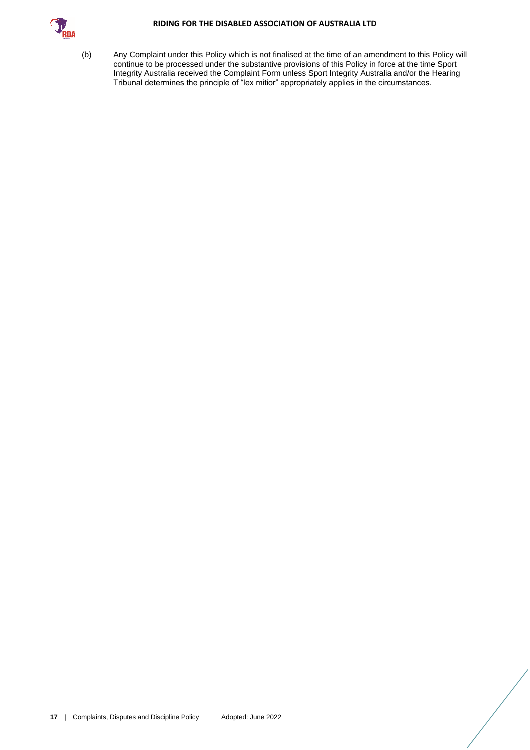(b) Any Complaint under this Policy which is not finalised at the time of an amendment to this Policy will continue to be processed under the substantive provisions of this Policy in force at the time Sport Integrity Australia received the Complaint Form unless Sport Integrity Australia and/or the Hearing Tribunal determines the principle of "lex mitior" appropriately applies in the circumstances.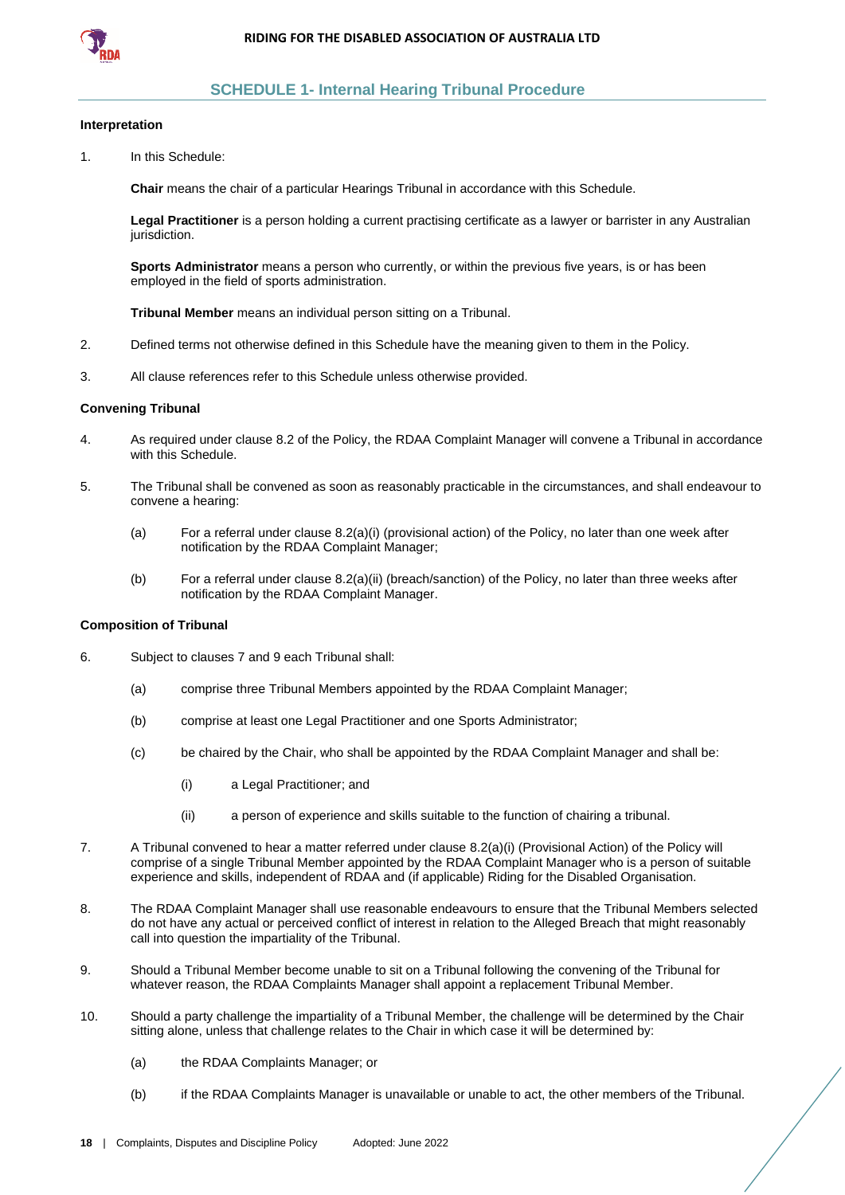## SCHEDULE 1- Internal Hearing Tribunal Procedure

**Interpretation**

1. In this Schedule:

   **Chair** means the chair of a particular Hearings Tribunal in accordance with this Schedule.

   **Legal Practitioner** is a person holding a current practising certificate as a lawyer or barrister in any Australian jurisdiction.

   **Sports Administrator** means a person who currently, or within the previous five years, is or has been employed in the field of sports administration.

   **Tribunal Member** means an individual person sitting on a Tribunal.

2. Defined terms not otherwise defined in this Schedule have the meaning given to them in the Policy.

3. All clause references refer to this Schedule unless otherwise provided.

**Convening Tribunal**

4. As required under clause 8.2 of the Policy, the RDAA Complaint Manager will convene a Tribunal in accordance with this Schedule.

5. The Tribunal shall be convened as soon as reasonably practicable in the circumstances, and shall endeavour to convene a hearing:

   (a) For a referral under clause 8.2(a)(i) (provisional action) of the Policy, no later than one week after notification by the RDAA Complaint Manager;

   (b) For a referral under clause 8.2(a)(ii) (breach/sanction) of the Policy, no later than three weeks after notification by the RDAA Complaint Manager.

**Composition of Tribunal**

6. Subject to clauses 7 and 9 each Tribunal shall:

   (a) comprise three Tribunal Members appointed by the RDAA Complaint Manager;

   (b) comprise at least one Legal Practitioner and one Sports Administrator;

   (c) be chaired by the Chair, who shall be appointed by the RDAA Complaint Manager and shall be:

      (i) a Legal Practitioner; and

      (ii) a person of experience and skills suitable to the function of chairing a tribunal.

7. A Tribunal convened to hear a matter referred under clause 8.2(a)(i) (Provisional Action) of the Policy will comprise of a single Tribunal Member appointed by the RDAA Complaint Manager who is a person of suitable experience and skills, independent of RDAA and (if applicable) Riding for the Disabled Organisation.

8. The RDAA Complaint Manager shall use reasonable endeavours to ensure that the Tribunal Members selected do not have any actual or perceived conflict of interest in relation to the Alleged Breach that might reasonably call into question the impartiality of the Tribunal.

9. Should a Tribunal Member become unable to sit on a Tribunal following the convening of the Tribunal for whatever reason, the RDAA Complaints Manager shall appoint a replacement Tribunal Member.

10. Should a party challenge the impartiality of a Tribunal Member, the challenge will be determined by the Chair sitting alone, unless that challenge relates to the Chair in which case it will be determined by:

    (a) the RDAA Complaints Manager; or

    (b) if the RDAA Complaints Manager is unavailable or unable to act, the other members of the Tribunal.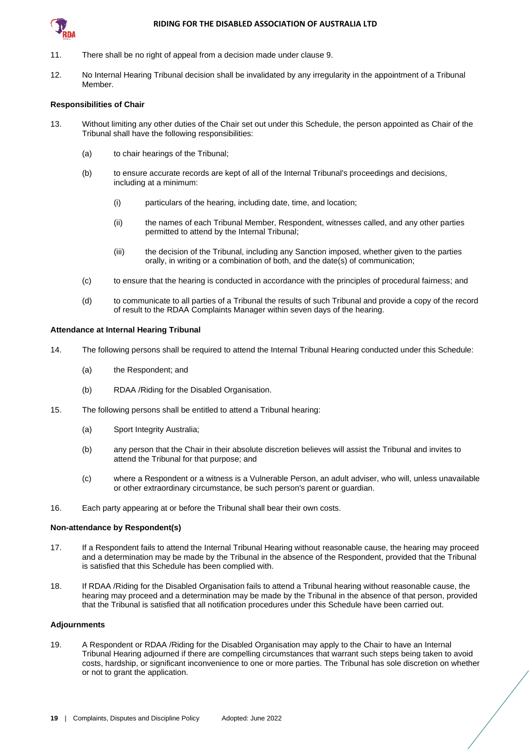11. There shall be no right of appeal from a decision made under clause 9.

12. No Internal Hearing Tribunal decision shall be invalidated by any irregularity in the appointment of a Tribunal Member.

**Responsibilities of Chair**

13. Without limiting any other duties of the Chair set out under this Schedule, the person appointed as Chair of the Tribunal shall have the following responsibilities:

    (a) to chair hearings of the Tribunal;

    (b) to ensure accurate records are kept of all of the Internal Tribunal's proceedings and decisions, including at a minimum:

        (i) particulars of the hearing, including date, time, and location;

        (ii) the names of each Tribunal Member, Respondent, witnesses called, and any other parties permitted to attend by the Internal Tribunal;

        (iii) the decision of the Tribunal, including any Sanction imposed, whether given to the parties orally, in writing or a combination of both, and the date(s) of communication;

    (c) to ensure that the hearing is conducted in accordance with the principles of procedural fairness; and

    (d) to communicate to all parties of a Tribunal the results of such Tribunal and provide a copy of the record of result to the RDAA Complaints Manager within seven days of the hearing.

**Attendance at Internal Hearing Tribunal**

14. The following persons shall be required to attend the Internal Tribunal Hearing conducted under this Schedule:

    (a) the Respondent; and

    (b) RDAA /Riding for the Disabled Organisation.

15. The following persons shall be entitled to attend a Tribunal hearing:

    (a) Sport Integrity Australia;

    (b) any person that the Chair in their absolute discretion believes will assist the Tribunal and invites to attend the Tribunal for that purpose; and

    (c) where a Respondent or a witness is a Vulnerable Person, an adult adviser, who will, unless unavailable or other extraordinary circumstance, be such person's parent or guardian.

16. Each party appearing at or before the Tribunal shall bear their own costs.

**Non-attendance by Respondent(s)**

17. If a Respondent fails to attend the Internal Tribunal Hearing without reasonable cause, the hearing may proceed and a determination may be made by the Tribunal in the absence of the Respondent, provided that the Tribunal is satisfied that this Schedule has been complied with.

18. If RDAA /Riding for the Disabled Organisation fails to attend a Tribunal hearing without reasonable cause, the hearing may proceed and a determination may be made by the Tribunal in the absence of that person, provided that the Tribunal is satisfied that all notification procedures under this Schedule have been carried out.

**Adjournments**

19. A Respondent or RDAA /Riding for the Disabled Organisation may apply to the Chair to have an Internal Tribunal Hearing adjourned if there are compelling circumstances that warrant such steps being taken to avoid costs, hardship, or significant inconvenience to one or more parties. The Tribunal has sole discretion on whether or not to grant the application.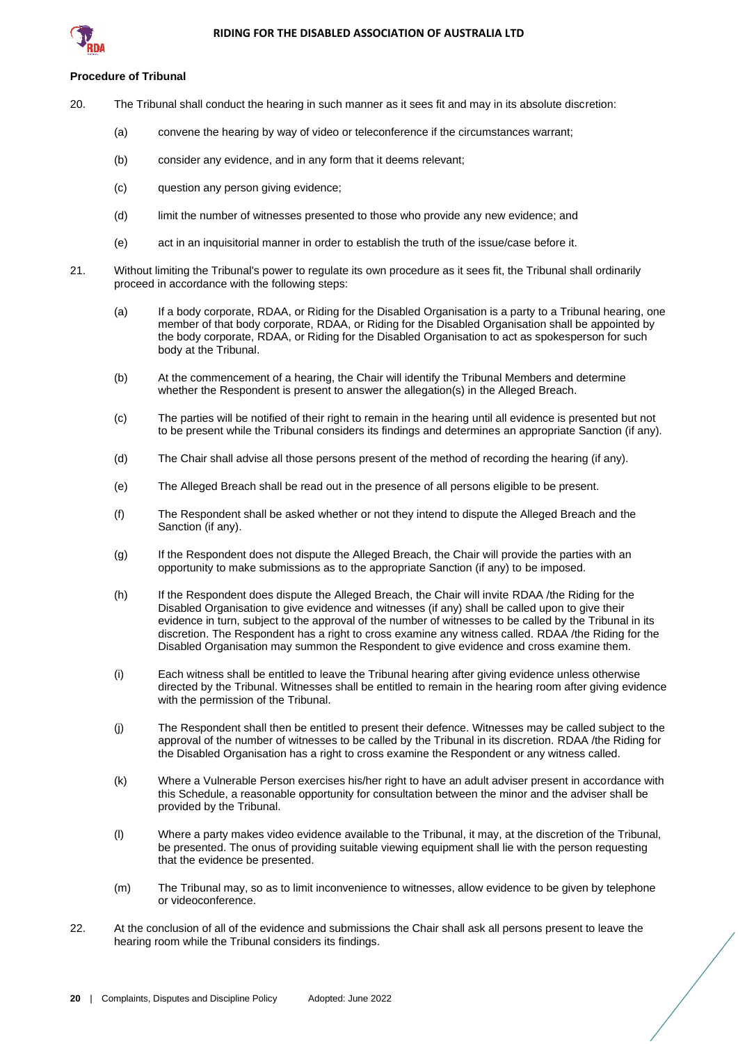**Procedure of Tribunal**

20. The Tribunal shall conduct the hearing in such manner as it sees fit and may in its absolute discretion:

    (a) convene the hearing by way of video or teleconference if the circumstances warrant;

    (b) consider any evidence, and in any form that it deems relevant;

    (c) question any person giving evidence;

    (d) limit the number of witnesses presented to those who provide any new evidence; and

    (e) act in an inquisitorial manner in order to establish the truth of the issue/case before it.

21. Without limiting the Tribunal's power to regulate its own procedure as it sees fit, the Tribunal shall ordinarily proceed in accordance with the following steps:

    (a) If a body corporate, RDAA, or Riding for the Disabled Organisation is a party to a Tribunal hearing, one member of that body corporate, RDAA, or Riding for the Disabled Organisation shall be appointed by the body corporate, RDAA, or Riding for the Disabled Organisation to act as spokesperson for such body at the Tribunal.

    (b) At the commencement of a hearing, the Chair will identify the Tribunal Members and determine whether the Respondent is present to answer the allegation(s) in the Alleged Breach.

    (c) The parties will be notified of their right to remain in the hearing until all evidence is presented but not to be present while the Tribunal considers its findings and determines an appropriate Sanction (if any).

    (d) The Chair shall advise all those persons present of the method of recording the hearing (if any).

    (e) The Alleged Breach shall be read out in the presence of all persons eligible to be present.

    (f) The Respondent shall be asked whether or not they intend to dispute the Alleged Breach and the Sanction (if any).

    (g) If the Respondent does not dispute the Alleged Breach, the Chair will provide the parties with an opportunity to make submissions as to the appropriate Sanction (if any) to be imposed.

    (h) If the Respondent does dispute the Alleged Breach, the Chair will invite RDAA /the Riding for the Disabled Organisation to give evidence and witnesses (if any) shall be called upon to give their evidence in turn, subject to the approval of the number of witnesses to be called by the Tribunal in its discretion. The Respondent has a right to cross examine any witness called. RDAA /the Riding for the Disabled Organisation may summon the Respondent to give evidence and cross examine them.

    (i) Each witness shall be entitled to leave the Tribunal hearing after giving evidence unless otherwise directed by the Tribunal. Witnesses shall be entitled to remain in the hearing room after giving evidence with the permission of the Tribunal.

    (j) The Respondent shall then be entitled to present their defence. Witnesses may be called subject to the approval of the number of witnesses to be called by the Tribunal in its discretion. RDAA /the Riding for the Disabled Organisation has a right to cross examine the Respondent or any witness called.

    (k) Where a Vulnerable Person exercises his/her right to have an adult adviser present in accordance with this Schedule, a reasonable opportunity for consultation between the minor and the adviser shall be provided by the Tribunal.

    (l) Where a party makes video evidence available to the Tribunal, it may, at the discretion of the Tribunal, be presented. The onus of providing suitable viewing equipment shall lie with the person requesting that the evidence be presented.

    (m) The Tribunal may, so as to limit inconvenience to witnesses, allow evidence to be given by telephone or videoconference.

22. At the conclusion of all of the evidence and submissions the Chair shall ask all persons present to leave the hearing room while the Tribunal considers its findings.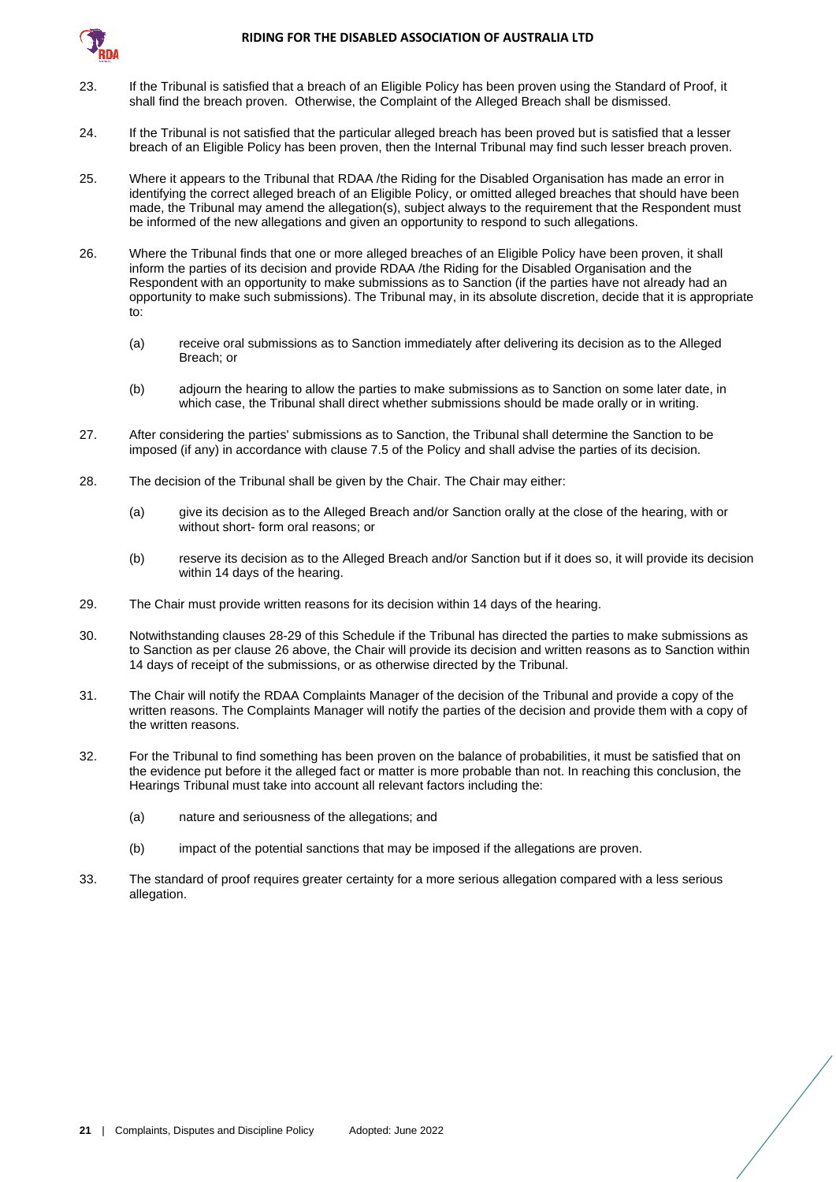23. If the Tribunal is satisfied that a breach of an Eligible Policy has been proven using the Standard of Proof, it shall find the breach proven. Otherwise, the Complaint of the Alleged Breach shall be dismissed.

24. If the Tribunal is not satisfied that the particular alleged breach has been proved but is satisfied that a lesser breach of an Eligible Policy has been proven, then the Internal Tribunal may find such lesser breach proven.

25. Where it appears to the Tribunal that RDAA /the Riding for the Disabled Organisation has made an error in identifying the correct alleged breach of an Eligible Policy, or omitted alleged breaches that should have been made, the Tribunal may amend the allegation(s), subject always to the requirement that the Respondent must be informed of the new allegations and given an opportunity to respond to such allegations.

26. Where the Tribunal finds that one or more alleged breaches of an Eligible Policy have been proven, it shall inform the parties of its decision and provide RDAA /the Riding for the Disabled Organisation and the Respondent with an opportunity to make submissions as to Sanction (if the parties have not already had an opportunity to make such submissions). The Tribunal may, in its absolute discretion, decide that it is appropriate to:

    (a) receive oral submissions as to Sanction immediately after delivering its decision as to the Alleged Breach; or

    (b) adjourn the hearing to allow the parties to make submissions as to Sanction on some later date, in which case, the Tribunal shall direct whether submissions should be made orally or in writing.

27. After considering the parties' submissions as to Sanction, the Tribunal shall determine the Sanction to be imposed (if any) in accordance with clause 7.5 of the Policy and shall advise the parties of its decision.

28. The decision of the Tribunal shall be given by the Chair. The Chair may either:

    (a) give its decision as to the Alleged Breach and/or Sanction orally at the close of the hearing, with or without short- form oral reasons; or

    (b) reserve its decision as to the Alleged Breach and/or Sanction but if it does so, it will provide its decision within 14 days of the hearing.

29. The Chair must provide written reasons for its decision within 14 days of the hearing.

30. Notwithstanding clauses 28-29 of this Schedule if the Tribunal has directed the parties to make submissions as to Sanction as per clause 26 above, the Chair will provide its decision and written reasons as to Sanction within 14 days of receipt of the submissions, or as otherwise directed by the Tribunal.

31. The Chair will notify the RDAA Complaints Manager of the decision of the Tribunal and provide a copy of the written reasons. The Complaints Manager will notify the parties of the decision and provide them with a copy of the written reasons.

32. For the Tribunal to find something has been proven on the balance of probabilities, it must be satisfied that on the evidence put before it the alleged fact or matter is more probable than not. In reaching this conclusion, the Hearings Tribunal must take into account all relevant factors including the:

    (a) nature and seriousness of the allegations; and

    (b) impact of the potential sanctions that may be imposed if the allegations are proven.

33. The standard of proof requires greater certainty for a more serious allegation compared with a less serious allegation.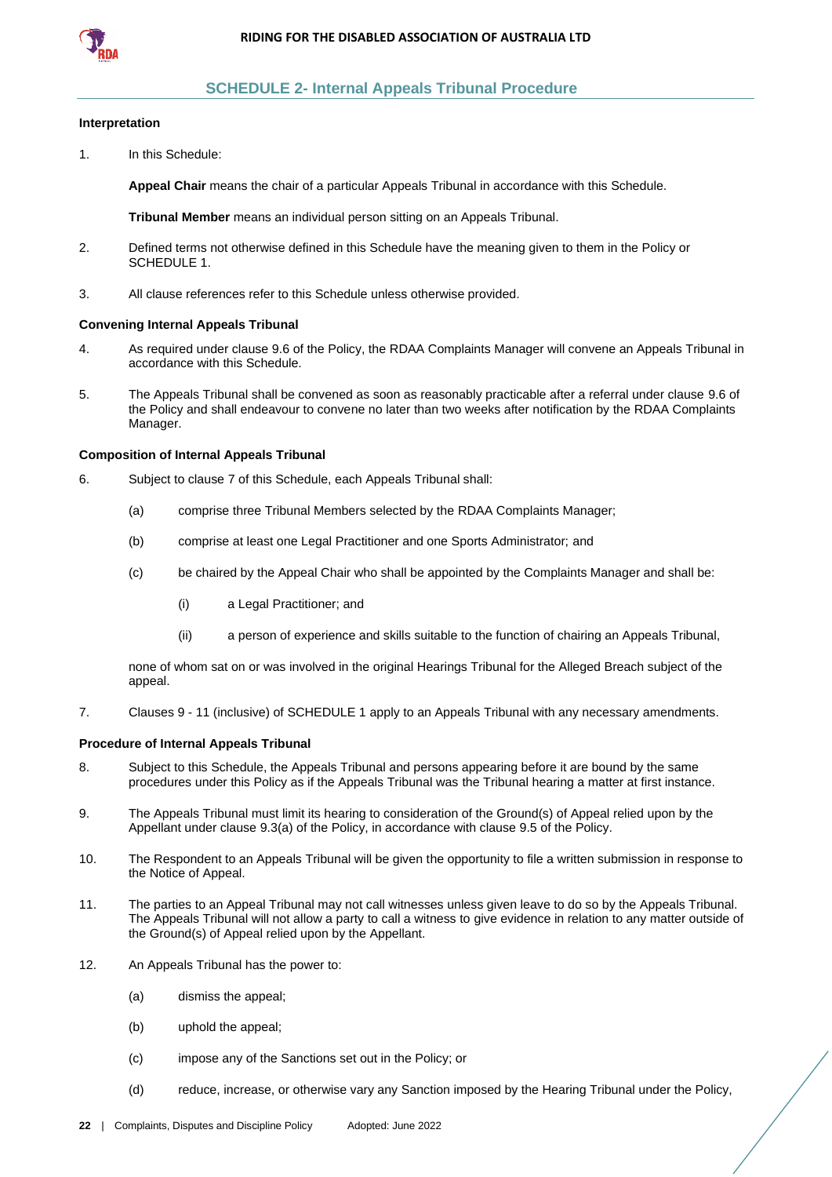## SCHEDULE 2- Internal Appeals Tribunal Procedure

**Interpretation**

1. In this Schedule:

   **Appeal Chair** means the chair of a particular Appeals Tribunal in accordance with this Schedule.

   **Tribunal Member** means an individual person sitting on an Appeals Tribunal.

2. Defined terms not otherwise defined in this Schedule have the meaning given to them in the Policy or SCHEDULE 1.

3. All clause references refer to this Schedule unless otherwise provided.

**Convening Internal Appeals Tribunal**

4. As required under clause 9.6 of the Policy, the RDAA Complaints Manager will convene an Appeals Tribunal in accordance with this Schedule.

5. The Appeals Tribunal shall be convened as soon as reasonably practicable after a referral under clause 9.6 of the Policy and shall endeavour to convene no later than two weeks after notification by the RDAA Complaints Manager.

**Composition of Internal Appeals Tribunal**

6. Subject to clause 7 of this Schedule, each Appeals Tribunal shall:

   (a) comprise three Tribunal Members selected by the RDAA Complaints Manager;

   (b) comprise at least one Legal Practitioner and one Sports Administrator; and

   (c) be chaired by the Appeal Chair who shall be appointed by the Complaints Manager and shall be:

      (i) a Legal Practitioner; and

      (ii) a person of experience and skills suitable to the function of chairing an Appeals Tribunal,

   none of whom sat on or was involved in the original Hearings Tribunal for the Alleged Breach subject of the appeal.

7. Clauses 9 - 11 (inclusive) of SCHEDULE 1 apply to an Appeals Tribunal with any necessary amendments.

**Procedure of Internal Appeals Tribunal**

8. Subject to this Schedule, the Appeals Tribunal and persons appearing before it are bound by the same procedures under this Policy as if the Appeals Tribunal was the Tribunal hearing a matter at first instance.

9. The Appeals Tribunal must limit its hearing to consideration of the Ground(s) of Appeal relied upon by the Appellant under clause 9.3(a) of the Policy, in accordance with clause 9.5 of the Policy.

10. The Respondent to an Appeals Tribunal will be given the opportunity to file a written submission in response to the Notice of Appeal.

11. The parties to an Appeal Tribunal may not call witnesses unless given leave to do so by the Appeals Tribunal. The Appeals Tribunal will not allow a party to call a witness to give evidence in relation to any matter outside of the Ground(s) of Appeal relied upon by the Appellant.

12. An Appeals Tribunal has the power to:

   (a) dismiss the appeal;

   (b) uphold the appeal;

   (c) impose any of the Sanctions set out in the Policy; or

   (d) reduce, increase, or otherwise vary any Sanction imposed by the Hearing Tribunal under the Policy,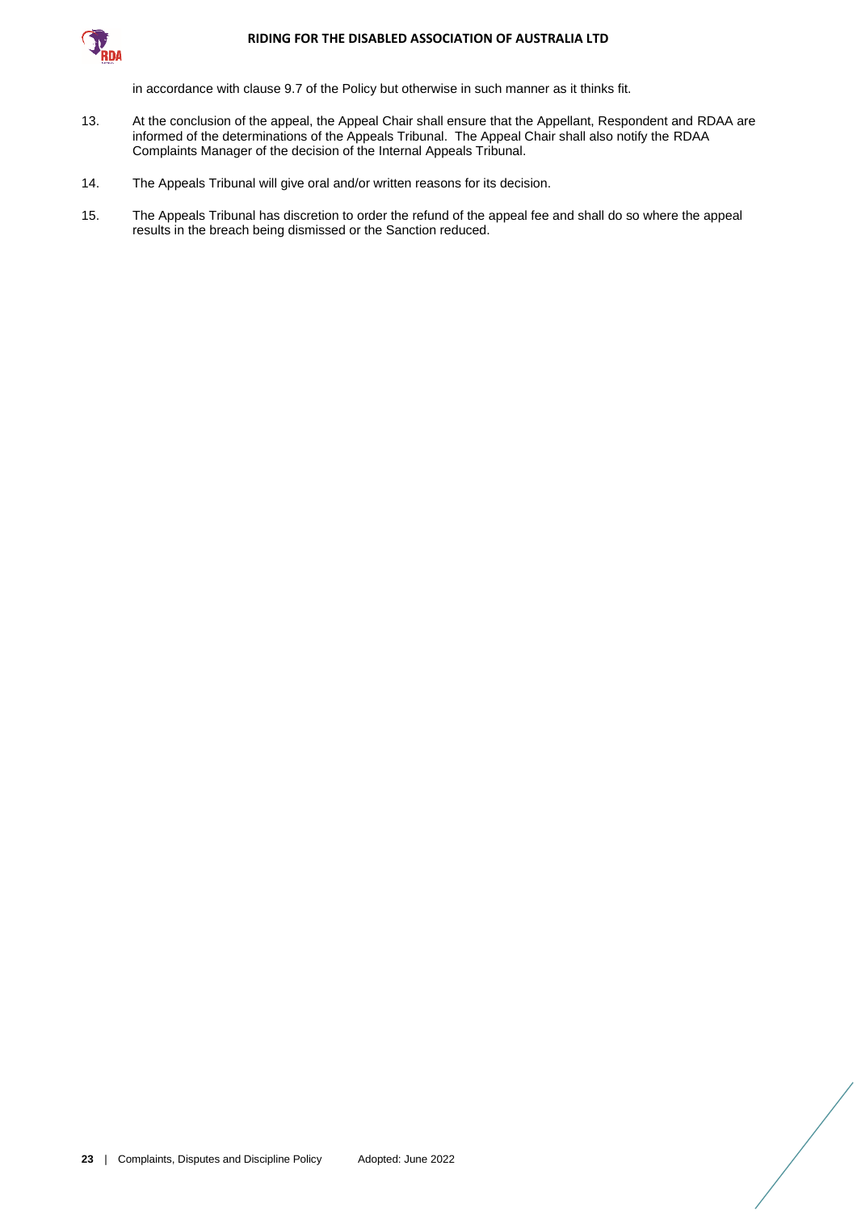in accordance with clause 9.7 of the Policy but otherwise in such manner as it thinks fit.

13. At the conclusion of the appeal, the Appeal Chair shall ensure that the Appellant, Respondent and RDAA are informed of the determinations of the Appeals Tribunal. The Appeal Chair shall also notify the RDAA Complaints Manager of the decision of the Internal Appeals Tribunal.

14. The Appeals Tribunal will give oral and/or written reasons for its decision.

15. The Appeals Tribunal has discretion to order the refund of the appeal fee and shall do so where the appeal results in the breach being dismissed or the Sanction reduced.